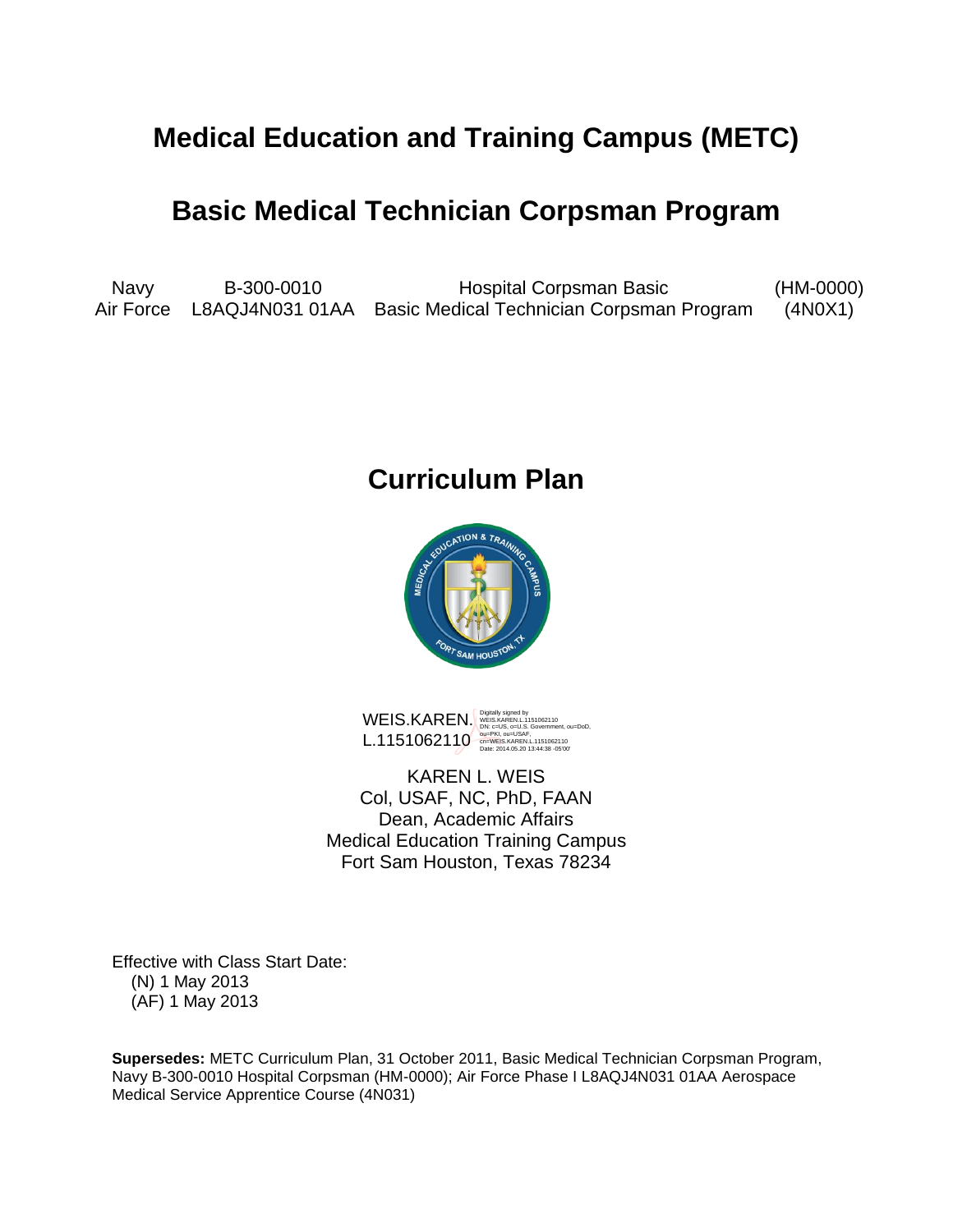# Medical Education and Training Campus (METC)

# Basic Medical Technician Corpsman Program

| | | | |
|---|---|---|---|
| Navy | B-300-0010 | Hospital Corpsman Basic | (HM-0000) |
| Air Force | L8AQJ4N031 01AA | Basic Medical Technician Corpsman Program | (4N0X1) |

## Curriculum Plan

WEIS.KAREN.L.1151062110

Digitally signed by WEIS.KAREN.L.1151062110
DN: c=US, o=U.S. Government, ou=DoD, ou=PKI, ou=USAF, cn=WEIS.KAREN.L.1151062110
Date: 2014.05.20 13:44:38 -05'00'

KAREN L. WEIS
Col, USAF, NC, PhD, FAAN
Dean, Academic Affairs
Medical Education Training Campus
Fort Sam Houston, Texas 78234

Effective with Class Start Date:
(N) 1 May 2013
(AF) 1 May 2013

**Supersedes:** METC Curriculum Plan, 31 October 2011, Basic Medical Technician Corpsman Program, Navy B-300-0010 Hospital Corpsman (HM-0000); Air Force Phase I L8AQJ4N031 01AA Aerospace Medical Service Apprentice Course (4N031)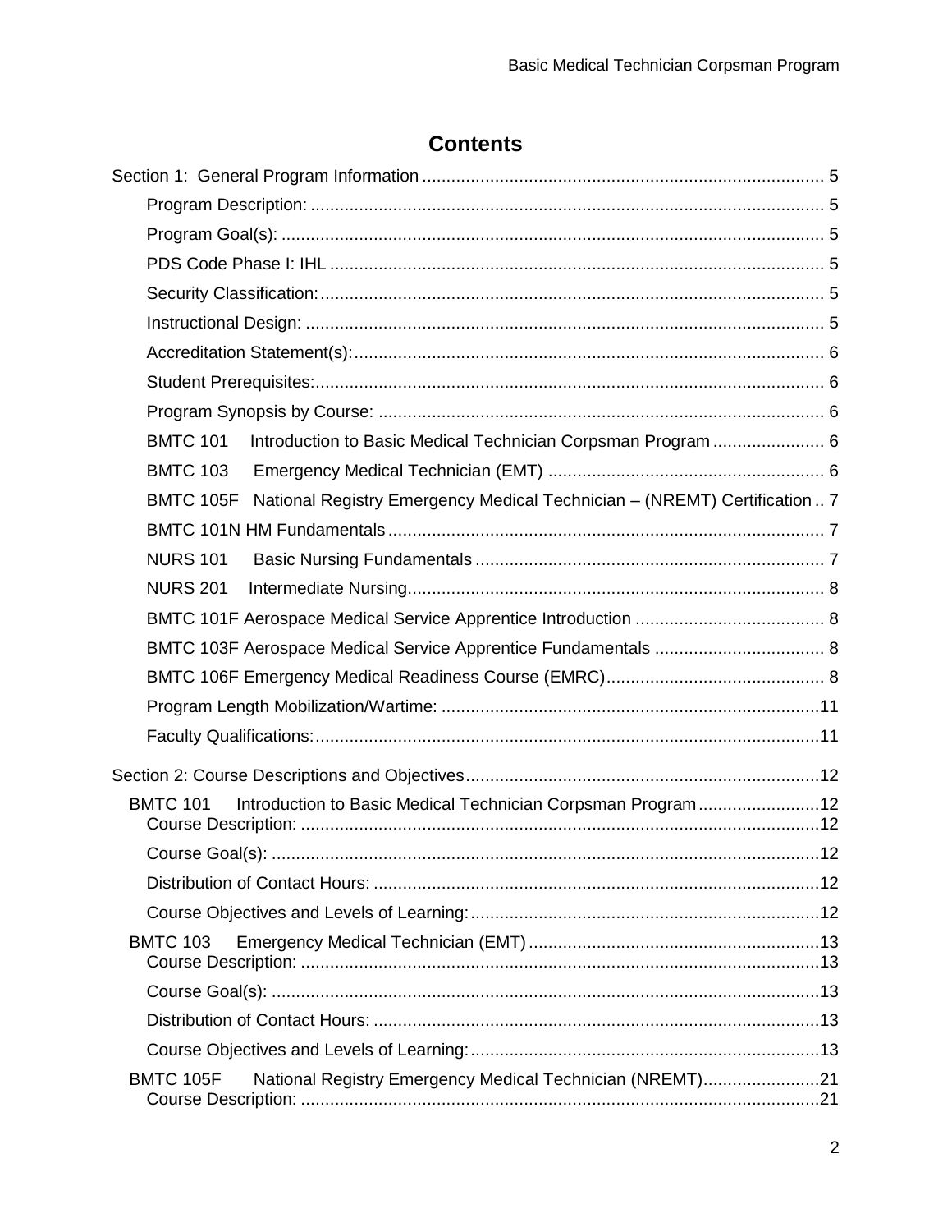# Contents

Section 1: General Program Information ........ 5

- Program Description: ........ 5
- Program Goal(s): ........ 5
- PDS Code Phase I: IHL ........ 5
- Security Classification: ........ 5
- Instructional Design: ........ 5
- Accreditation Statement(s): ........ 6
- Student Prerequisites: ........ 6
- Program Synopsis by Course: ........ 6
- BMTC 101 Introduction to Basic Medical Technician Corpsman Program ........ 6
- BMTC 103 Emergency Medical Technician (EMT) ........ 6
- BMTC 105F National Registry Emergency Medical Technician – (NREMT) Certification .. 7
- BMTC 101N HM Fundamentals ........ 7
- NURS 101 Basic Nursing Fundamentals ........ 7
- NURS 201 Intermediate Nursing ........ 8
- BMTC 101F Aerospace Medical Service Apprentice Introduction ........ 8
- BMTC 103F Aerospace Medical Service Apprentice Fundamentals ........ 8
- BMTC 106F Emergency Medical Readiness Course (EMRC) ........ 8
- Program Length Mobilization/Wartime: ........ 11
- Faculty Qualifications: ........ 11

Section 2: Course Descriptions and Objectives ........ 12

- BMTC 101 Introduction to Basic Medical Technician Corpsman Program ........ 12
  - Course Description: ........ 12
  - Course Goal(s): ........ 12
  - Distribution of Contact Hours: ........ 12
  - Course Objectives and Levels of Learning: ........ 12
- BMTC 103 Emergency Medical Technician (EMT) ........ 13
  - Course Description: ........ 13
  - Course Goal(s): ........ 13
  - Distribution of Contact Hours: ........ 13
  - Course Objectives and Levels of Learning: ........ 13
- BMTC 105F National Registry Emergency Medical Technician (NREMT) ........ 21
  - Course Description: ........ 21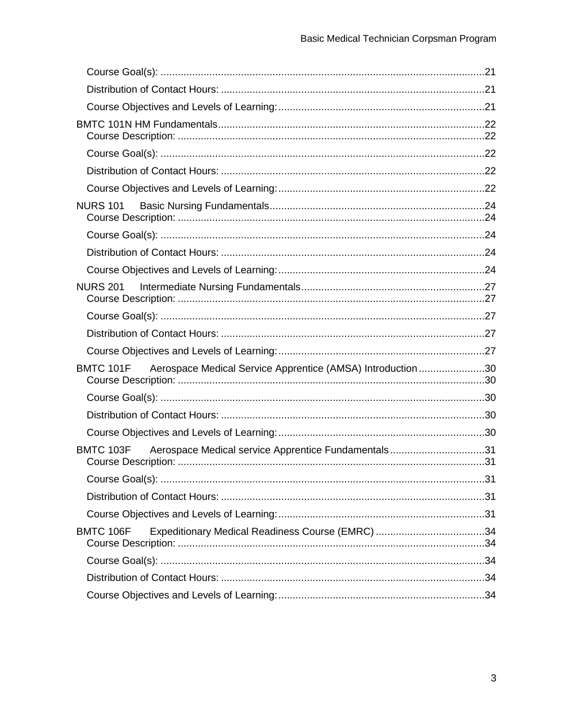Course Goal(s): ..... 21

Distribution of Contact Hours: ..... 21

Course Objectives and Levels of Learning: ..... 21

BMTC 101N HM Fundamentals ..... 22

Course Description: ..... 22

Course Goal(s): ..... 22

Distribution of Contact Hours: ..... 22

Course Objectives and Levels of Learning: ..... 22

NURS 101 Basic Nursing Fundamentals ..... 24

Course Description: ..... 24

Course Goal(s): ..... 24

Distribution of Contact Hours: ..... 24

Course Objectives and Levels of Learning: ..... 24

NURS 201 Intermediate Nursing Fundamentals ..... 27

Course Description: ..... 27

Course Goal(s): ..... 27

Distribution of Contact Hours: ..... 27

Course Objectives and Levels of Learning: ..... 27

BMTC 101F Aerospace Medical Service Apprentice (AMSA) Introduction ..... 30

Course Description: ..... 30

Course Goal(s): ..... 30

Distribution of Contact Hours: ..... 30

Course Objectives and Levels of Learning: ..... 30

BMTC 103F Aerospace Medical service Apprentice Fundamentals ..... 31

Course Description: ..... 31

Course Goal(s): ..... 31

Distribution of Contact Hours: ..... 31

Course Objectives and Levels of Learning: ..... 31

BMTC 106F Expeditionary Medical Readiness Course (EMRC) ..... 34

Course Description: ..... 34

Course Goal(s): ..... 34

Distribution of Contact Hours: ..... 34

Course Objectives and Levels of Learning: ..... 34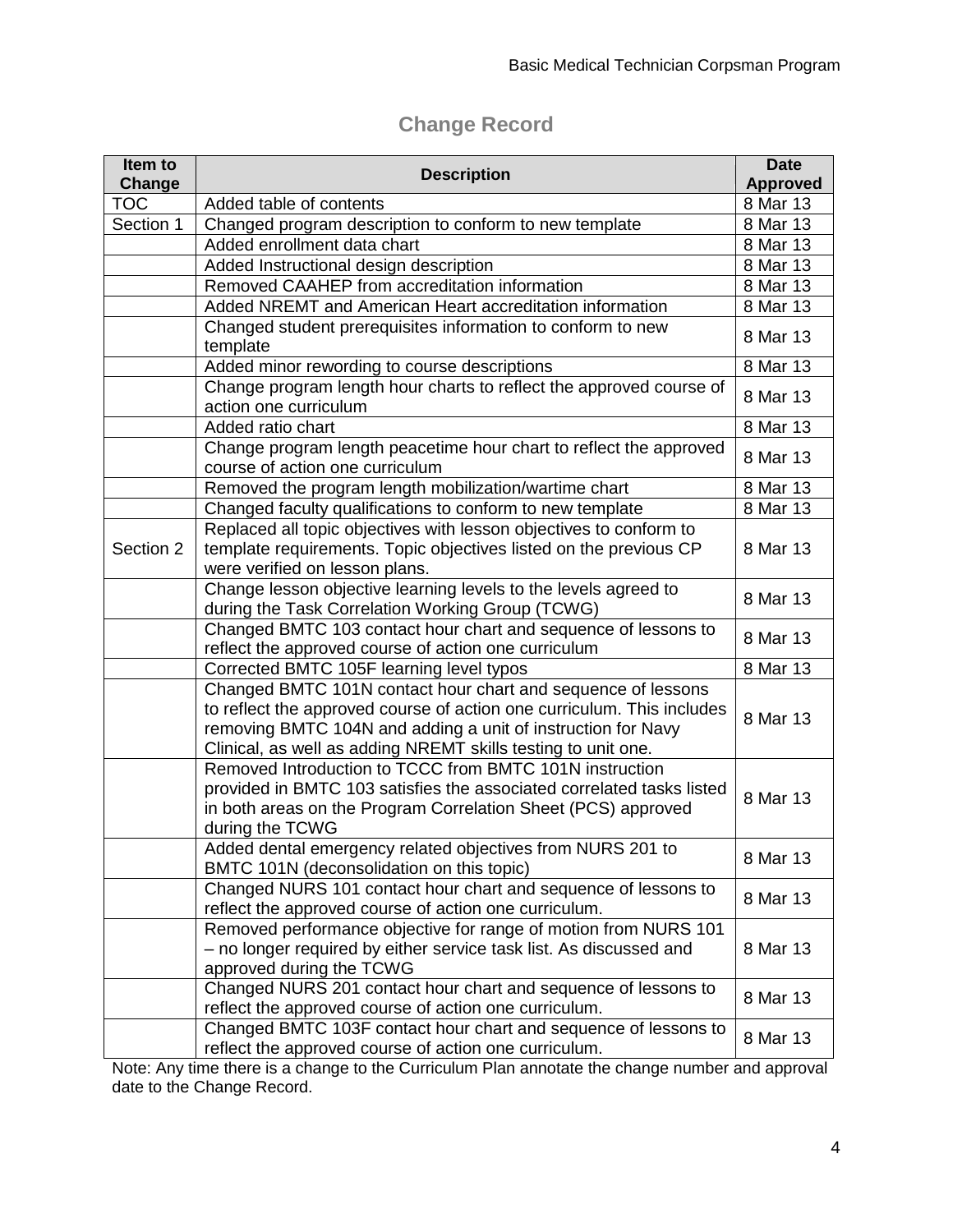## Change Record

| Item to Change | Description | Date Approved |
|---|---|---|
| TOC | Added table of contents | 8 Mar 13 |
| Section 1 | Changed program description to conform to new template | 8 Mar 13 |
| | Added enrollment data chart | 8 Mar 13 |
| | Added Instructional design description | 8 Mar 13 |
| | Removed CAAHEP from accreditation information | 8 Mar 13 |
| | Added NREMT and American Heart accreditation information | 8 Mar 13 |
| | Changed student prerequisites information to conform to new template | 8 Mar 13 |
| | Added minor rewording to course descriptions | 8 Mar 13 |
| | Change program length hour charts to reflect the approved course of action one curriculum | 8 Mar 13 |
| | Added ratio chart | 8 Mar 13 |
| | Change program length peacetime hour chart to reflect the approved course of action one curriculum | 8 Mar 13 |
| | Removed the program length mobilization/wartime chart | 8 Mar 13 |
| | Changed faculty qualifications to conform to new template | 8 Mar 13 |
| Section 2 | Replaced all topic objectives with lesson objectives to conform to template requirements. Topic objectives listed on the previous CP were verified on lesson plans. | 8 Mar 13 |
| | Change lesson objective learning levels to the levels agreed to during the Task Correlation Working Group (TCWG) | 8 Mar 13 |
| | Changed BMTC 103 contact hour chart and sequence of lessons to reflect the approved course of action one curriculum | 8 Mar 13 |
| | Corrected BMTC 105F learning level typos | 8 Mar 13 |
| | Changed BMTC 101N contact hour chart and sequence of lessons to reflect the approved course of action one curriculum. This includes removing BMTC 104N and adding a unit of instruction for Navy Clinical, as well as adding NREMT skills testing to unit one. | 8 Mar 13 |
| | Removed Introduction to TCCC from BMTC 101N instruction provided in BMTC 103 satisfies the associated correlated tasks listed in both areas on the Program Correlation Sheet (PCS) approved during the TCWG | 8 Mar 13 |
| | Added dental emergency related objectives from NURS 201 to BMTC 101N (deconsolidation on this topic) | 8 Mar 13 |
| | Changed NURS 101 contact hour chart and sequence of lessons to reflect the approved course of action one curriculum. | 8 Mar 13 |
| | Removed performance objective for range of motion from NURS 101 – no longer required by either service task list. As discussed and approved during the TCWG | 8 Mar 13 |
| | Changed NURS 201 contact hour chart and sequence of lessons to reflect the approved course of action one curriculum. | 8 Mar 13 |
| | Changed BMTC 103F contact hour chart and sequence of lessons to reflect the approved course of action one curriculum. | 8 Mar 13 |

Note: Any time there is a change to the Curriculum Plan annotate the change number and approval date to the Change Record.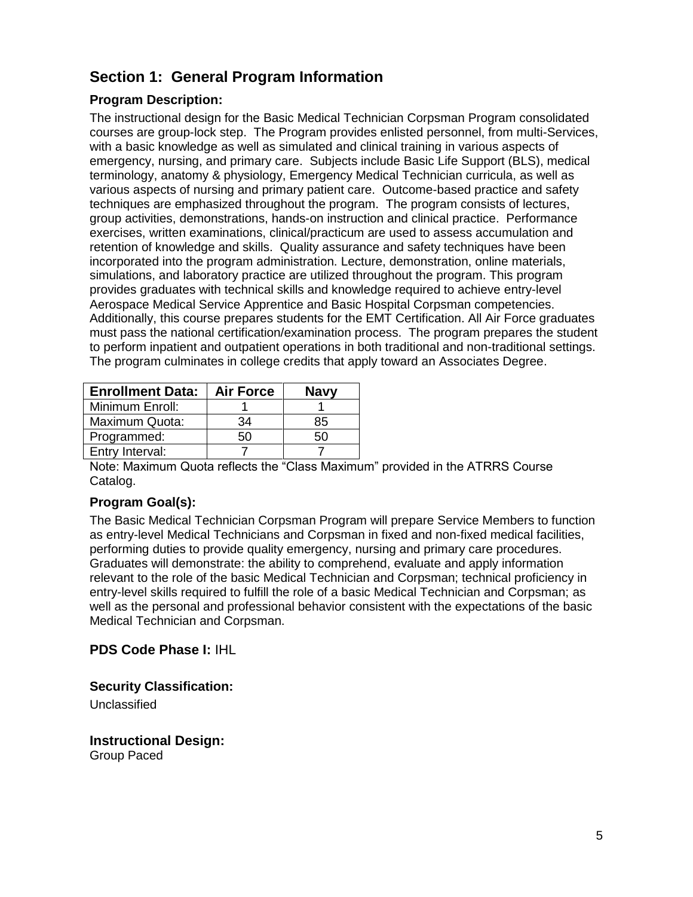## Section 1: General Program Information

### Program Description:

The instructional design for the Basic Medical Technician Corpsman Program consolidated courses are group-lock step. The Program provides enlisted personnel, from multi-Services, with a basic knowledge as well as simulated and clinical training in various aspects of emergency, nursing, and primary care. Subjects include Basic Life Support (BLS), medical terminology, anatomy & physiology, Emergency Medical Technician curricula, as well as various aspects of nursing and primary patient care. Outcome-based practice and safety techniques are emphasized throughout the program. The program consists of lectures, group activities, demonstrations, hands-on instruction and clinical practice. Performance exercises, written examinations, clinical/practicum are used to assess accumulation and retention of knowledge and skills. Quality assurance and safety techniques have been incorporated into the program administration. Lecture, demonstration, online materials, simulations, and laboratory practice are utilized throughout the program. This program provides graduates with technical skills and knowledge required to achieve entry-level Aerospace Medical Service Apprentice and Basic Hospital Corpsman competencies. Additionally, this course prepares students for the EMT Certification. All Air Force graduates must pass the national certification/examination process. The program prepares the student to perform inpatient and outpatient operations in both traditional and non-traditional settings. The program culminates in college credits that apply toward an Associates Degree.

| Enrollment Data: | Air Force | Navy |
|---|---|---|
| Minimum Enroll: | 1 | 1 |
| Maximum Quota: | 34 | 85 |
| Programmed: | 50 | 50 |
| Entry Interval: | 7 | 7 |

Note: Maximum Quota reflects the “Class Maximum” provided in the ATRRS Course Catalog.

### Program Goal(s):

The Basic Medical Technician Corpsman Program will prepare Service Members to function as entry-level Medical Technicians and Corpsman in fixed and non-fixed medical facilities, performing duties to provide quality emergency, nursing and primary care procedures. Graduates will demonstrate: the ability to comprehend, evaluate and apply information relevant to the role of the basic Medical Technician and Corpsman; technical proficiency in entry-level skills required to fulfill the role of a basic Medical Technician and Corpsman; as well as the personal and professional behavior consistent with the expectations of the basic Medical Technician and Corpsman.

### PDS Code Phase I: IHL

### Security Classification:

Unclassified

### Instructional Design:

Group Paced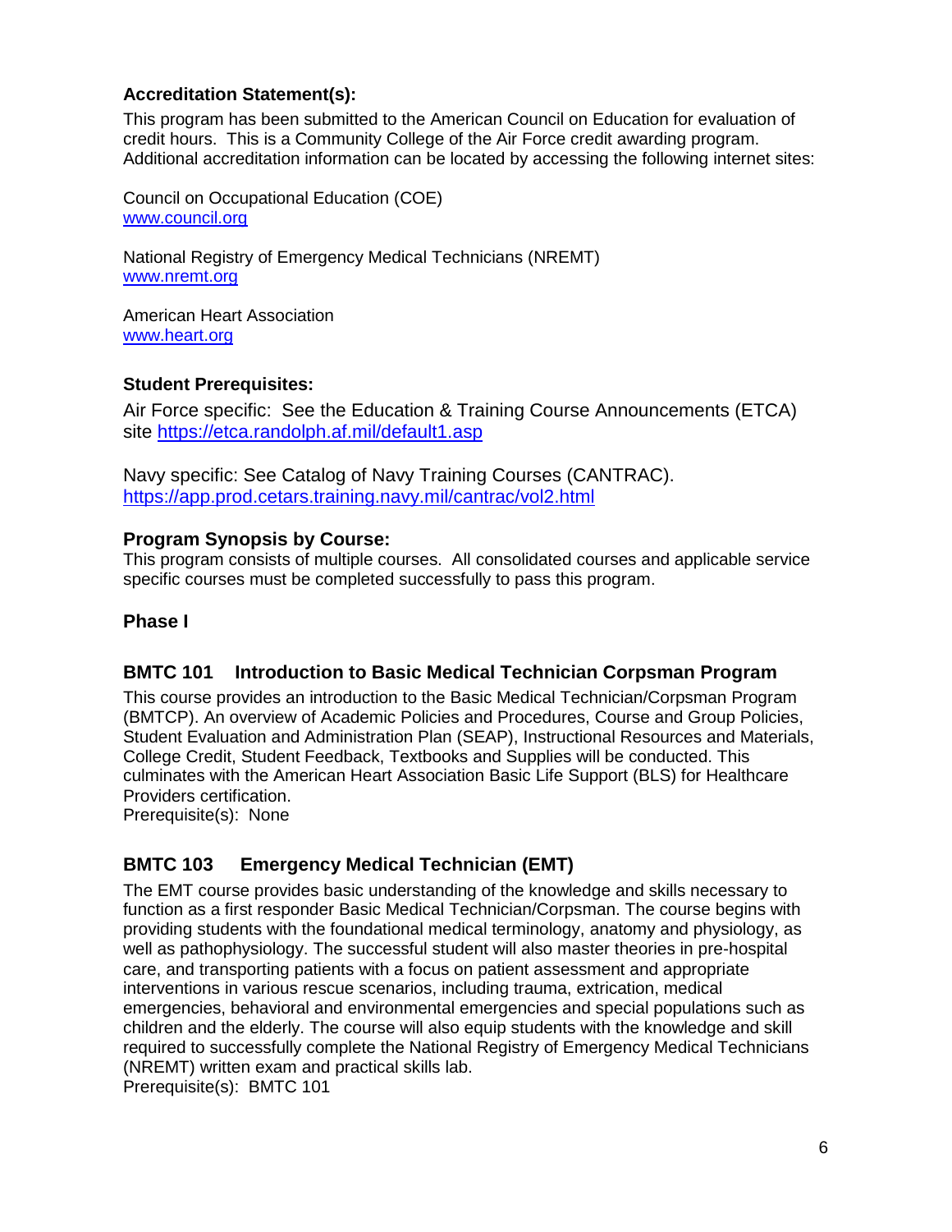**Accreditation Statement(s):**

This program has been submitted to the American Council on Education for evaluation of credit hours. This is a Community College of the Air Force credit awarding program. Additional accreditation information can be located by accessing the following internet sites:

Council on Occupational Education (COE)
www.council.org

National Registry of Emergency Medical Technicians (NREMT)
www.nremt.org

American Heart Association
www.heart.org

**Student Prerequisites:**

Air Force specific: See the Education & Training Course Announcements (ETCA) site https://etca.randolph.af.mil/default1.asp

Navy specific: See Catalog of Navy Training Courses (CANTRAC).
https://app.prod.cetars.training.navy.mil/cantrac/vol2.html

**Program Synopsis by Course:**

This program consists of multiple courses. All consolidated courses and applicable service specific courses must be completed successfully to pass this program.

## Phase I

### BMTC 101 Introduction to Basic Medical Technician Corpsman Program

This course provides an introduction to the Basic Medical Technician/Corpsman Program (BMTCP). An overview of Academic Policies and Procedures, Course and Group Policies, Student Evaluation and Administration Plan (SEAP), Instructional Resources and Materials, College Credit, Student Feedback, Textbooks and Supplies will be conducted. This culminates with the American Heart Association Basic Life Support (BLS) for Healthcare Providers certification.
Prerequisite(s): None

### BMTC 103 Emergency Medical Technician (EMT)

The EMT course provides basic understanding of the knowledge and skills necessary to function as a first responder Basic Medical Technician/Corpsman. The course begins with providing students with the foundational medical terminology, anatomy and physiology, as well as pathophysiology. The successful student will also master theories in pre-hospital care, and transporting patients with a focus on patient assessment and appropriate interventions in various rescue scenarios, including trauma, extrication, medical emergencies, behavioral and environmental emergencies and special populations such as children and the elderly. The course will also equip students with the knowledge and skill required to successfully complete the National Registry of Emergency Medical Technicians (NREMT) written exam and practical skills lab.
Prerequisite(s): BMTC 101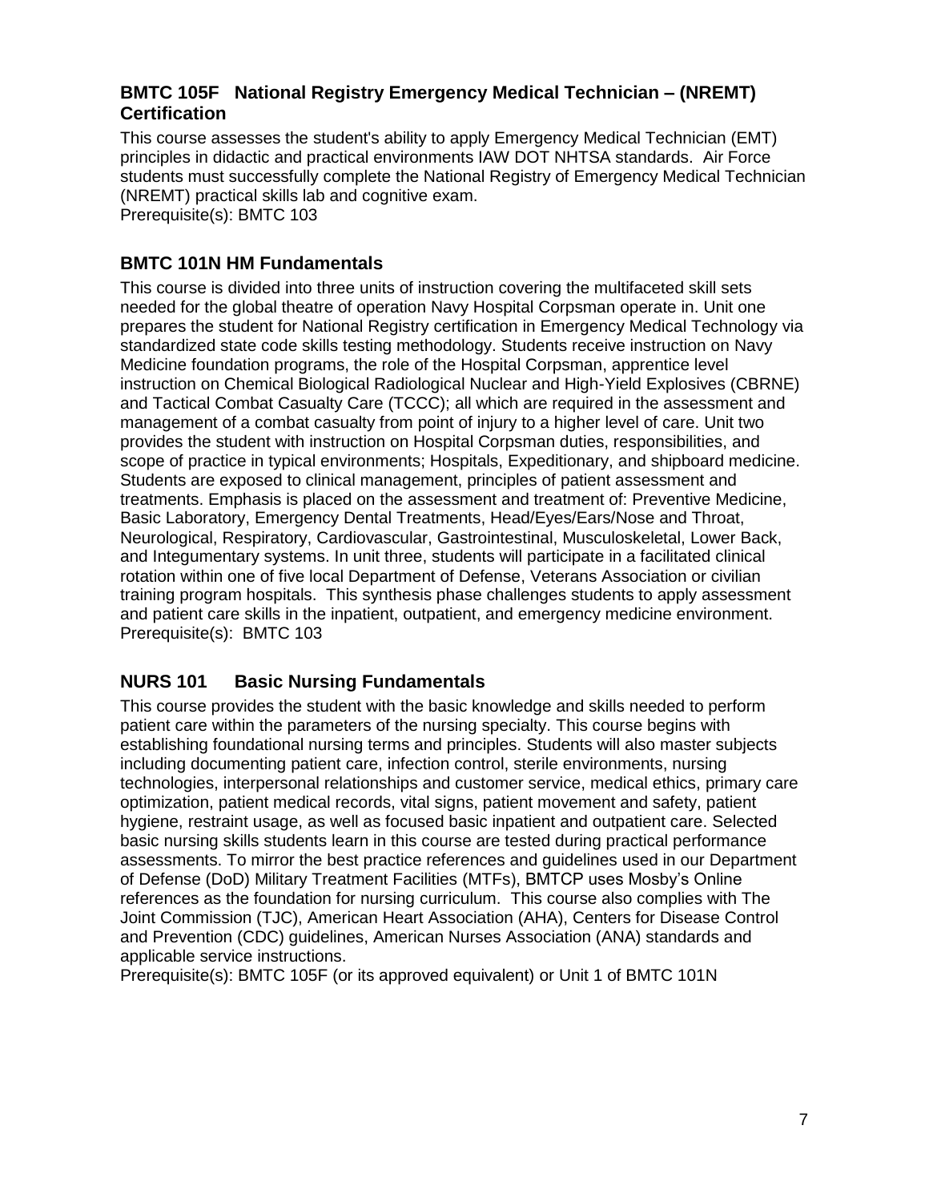### BMTC 105F National Registry Emergency Medical Technician – (NREMT) Certification

This course assesses the student's ability to apply Emergency Medical Technician (EMT) principles in didactic and practical environments IAW DOT NHTSA standards. Air Force students must successfully complete the National Registry of Emergency Medical Technician (NREMT) practical skills lab and cognitive exam.
Prerequisite(s): BMTC 103

### BMTC 101N HM Fundamentals

This course is divided into three units of instruction covering the multifaceted skill sets needed for the global theatre of operation Navy Hospital Corpsman operate in. Unit one prepares the student for National Registry certification in Emergency Medical Technology via standardized state code skills testing methodology. Students receive instruction on Navy Medicine foundation programs, the role of the Hospital Corpsman, apprentice level instruction on Chemical Biological Radiological Nuclear and High-Yield Explosives (CBRNE) and Tactical Combat Casualty Care (TCCC); all which are required in the assessment and management of a combat casualty from point of injury to a higher level of care. Unit two provides the student with instruction on Hospital Corpsman duties, responsibilities, and scope of practice in typical environments; Hospitals, Expeditionary, and shipboard medicine. Students are exposed to clinical management, principles of patient assessment and treatments. Emphasis is placed on the assessment and treatment of: Preventive Medicine, Basic Laboratory, Emergency Dental Treatments, Head/Eyes/Ears/Nose and Throat, Neurological, Respiratory, Cardiovascular, Gastrointestinal, Musculoskeletal, Lower Back, and Integumentary systems. In unit three, students will participate in a facilitated clinical rotation within one of five local Department of Defense, Veterans Association or civilian training program hospitals. This synthesis phase challenges students to apply assessment and patient care skills in the inpatient, outpatient, and emergency medicine environment.
Prerequisite(s): BMTC 103

### NURS 101 Basic Nursing Fundamentals

This course provides the student with the basic knowledge and skills needed to perform patient care within the parameters of the nursing specialty. This course begins with establishing foundational nursing terms and principles. Students will also master subjects including documenting patient care, infection control, sterile environments, nursing technologies, interpersonal relationships and customer service, medical ethics, primary care optimization, patient medical records, vital signs, patient movement and safety, patient hygiene, restraint usage, as well as focused basic inpatient and outpatient care. Selected basic nursing skills students learn in this course are tested during practical performance assessments. To mirror the best practice references and guidelines used in our Department of Defense (DoD) Military Treatment Facilities (MTFs), BMTCP uses Mosby's Online references as the foundation for nursing curriculum. This course also complies with The Joint Commission (TJC), American Heart Association (AHA), Centers for Disease Control and Prevention (CDC) guidelines, American Nurses Association (ANA) standards and applicable service instructions.
Prerequisite(s): BMTC 105F (or its approved equivalent) or Unit 1 of BMTC 101N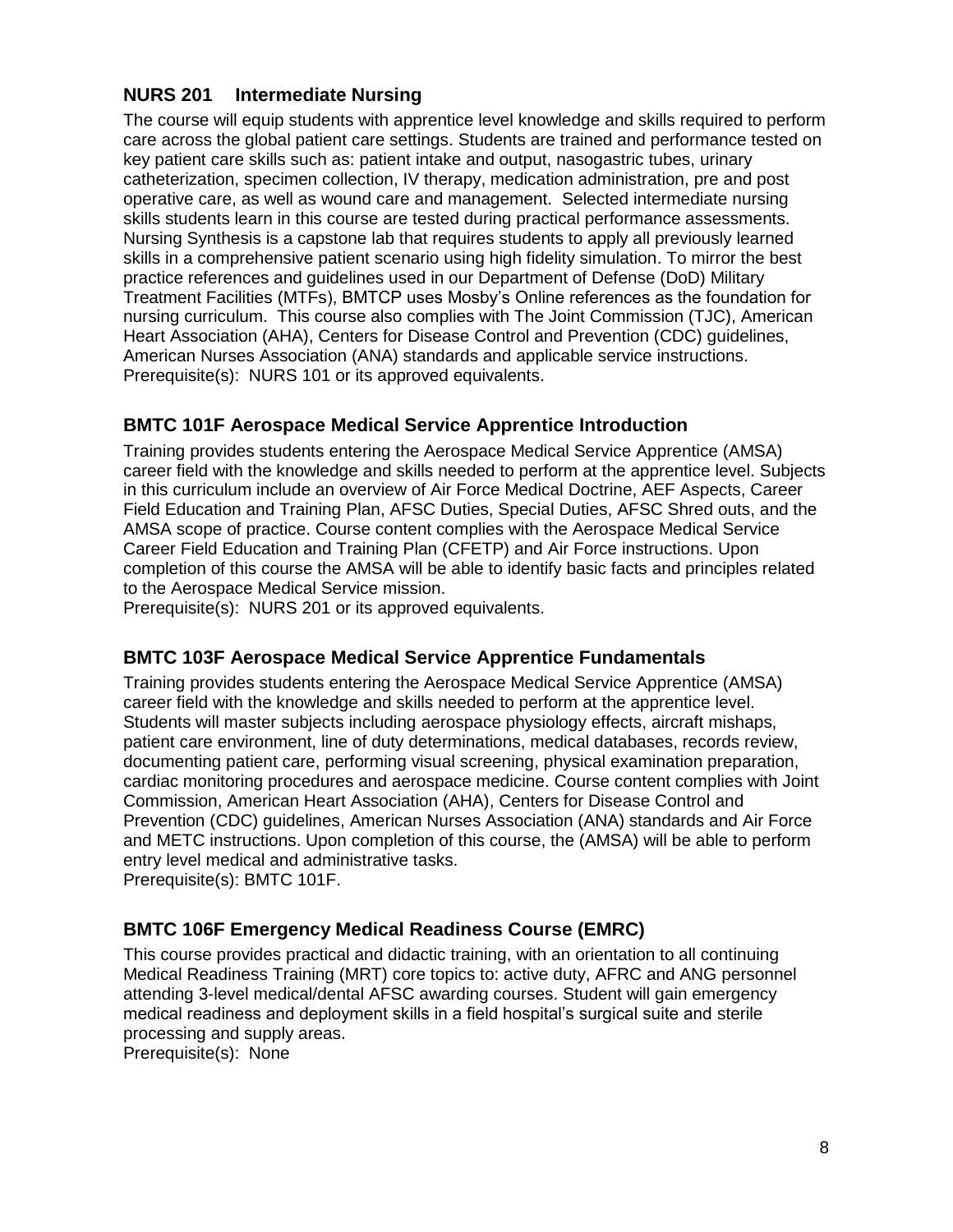### NURS 201 Intermediate Nursing

The course will equip students with apprentice level knowledge and skills required to perform care across the global patient care settings. Students are trained and performance tested on key patient care skills such as: patient intake and output, nasogastric tubes, urinary catheterization, specimen collection, IV therapy, medication administration, pre and post operative care, as well as wound care and management. Selected intermediate nursing skills students learn in this course are tested during practical performance assessments. Nursing Synthesis is a capstone lab that requires students to apply all previously learned skills in a comprehensive patient scenario using high fidelity simulation. To mirror the best practice references and guidelines used in our Department of Defense (DoD) Military Treatment Facilities (MTFs), BMTCP uses Mosby's Online references as the foundation for nursing curriculum. This course also complies with The Joint Commission (TJC), American Heart Association (AHA), Centers for Disease Control and Prevention (CDC) guidelines, American Nurses Association (ANA) standards and applicable service instructions.
Prerequisite(s): NURS 101 or its approved equivalents.

### BMTC 101F Aerospace Medical Service Apprentice Introduction

Training provides students entering the Aerospace Medical Service Apprentice (AMSA) career field with the knowledge and skills needed to perform at the apprentice level. Subjects in this curriculum include an overview of Air Force Medical Doctrine, AEF Aspects, Career Field Education and Training Plan, AFSC Duties, Special Duties, AFSC Shred outs, and the AMSA scope of practice. Course content complies with the Aerospace Medical Service Career Field Education and Training Plan (CFETP) and Air Force instructions. Upon completion of this course the AMSA will be able to identify basic facts and principles related to the Aerospace Medical Service mission.
Prerequisite(s): NURS 201 or its approved equivalents.

### BMTC 103F Aerospace Medical Service Apprentice Fundamentals

Training provides students entering the Aerospace Medical Service Apprentice (AMSA) career field with the knowledge and skills needed to perform at the apprentice level. Students will master subjects including aerospace physiology effects, aircraft mishaps, patient care environment, line of duty determinations, medical databases, records review, documenting patient care, performing visual screening, physical examination preparation, cardiac monitoring procedures and aerospace medicine. Course content complies with Joint Commission, American Heart Association (AHA), Centers for Disease Control and Prevention (CDC) guidelines, American Nurses Association (ANA) standards and Air Force and METC instructions. Upon completion of this course, the (AMSA) will be able to perform entry level medical and administrative tasks.
Prerequisite(s): BMTC 101F.

### BMTC 106F Emergency Medical Readiness Course (EMRC)

This course provides practical and didactic training, with an orientation to all continuing Medical Readiness Training (MRT) core topics to: active duty, AFRC and ANG personnel attending 3-level medical/dental AFSC awarding courses. Student will gain emergency medical readiness and deployment skills in a field hospital's surgical suite and sterile processing and supply areas.
Prerequisite(s): None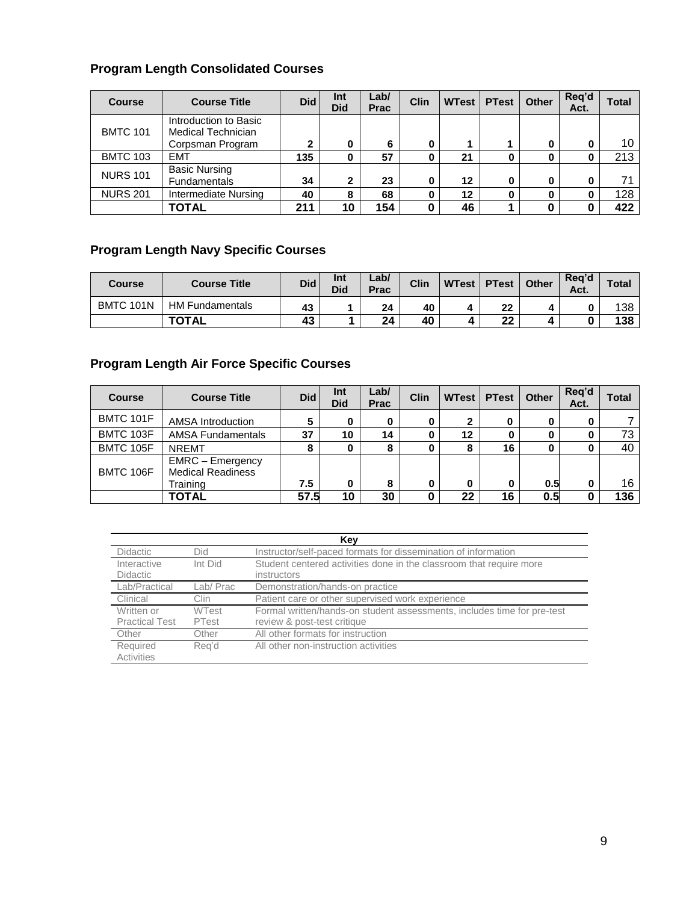## Program Length Consolidated Courses

| Course | Course Title | Did | Int Did | Lab/ Prac | Clin | WTest | PTest | Other | Req'd Act. | Total |
|---|---|---|---|---|---|---|---|---|---|---|
| BMTC 101 | Introduction to Basic Medical Technician Corpsman Program | 2 | 0 | 6 | 0 | 1 | 1 | 0 | 0 | 10 |
| BMTC 103 | EMT | 135 | 0 | 57 | 0 | 21 | 0 | 0 | 0 | 213 |
| NURS 101 | Basic Nursing Fundamentals | 34 | 2 | 23 | 0 | 12 | 0 | 0 | 0 | 71 |
| NURS 201 | Intermediate Nursing | 40 | 8 | 68 | 0 | 12 | 0 | 0 | 0 | 128 |
| | **TOTAL** | **211** | **10** | **154** | **0** | **46** | **1** | **0** | **0** | **422** |

## Program Length Navy Specific Courses

| Course | Course Title | Did | Int Did | Lab/ Prac | Clin | WTest | PTest | Other | Req'd Act. | Total |
|---|---|---|---|---|---|---|---|---|---|---|
| BMTC 101N | HM Fundamentals | 43 | 1 | 24 | 40 | 4 | 22 | 4 | 0 | 138 |
| | **TOTAL** | **43** | **1** | **24** | **40** | **4** | **22** | **4** | **0** | **138** |

## Program Length Air Force Specific Courses

| Course | Course Title | Did | Int Did | Lab/ Prac | Clin | WTest | PTest | Other | Req'd Act. | Total |
|---|---|---|---|---|---|---|---|---|---|---|
| BMTC 101F | AMSA Introduction | 5 | 0 | 0 | 0 | 2 | 0 | 0 | 0 | 7 |
| BMTC 103F | AMSA Fundamentals | 37 | 10 | 14 | 0 | 12 | 0 | 0 | 0 | 73 |
| BMTC 105F | NREMT | 8 | 0 | 8 | 0 | 8 | 16 | 0 | 0 | 40 |
| BMTC 106F | EMRC – Emergency Medical Readiness Training | 7.5 | 0 | 8 | 0 | 0 | 0 | 0.5 | 0 | 16 |
| | **TOTAL** | **57.5** | **10** | **30** | **0** | **22** | **16** | **0.5** | **0** | **136** |

| Key | | |
|---|---|---|
| Didactic | Did | Instructor/self-paced formats for dissemination of information |
| Interactive Didactic | Int Did | Student centered activities done in the classroom that require more instructors |
| Lab/Practical | Lab/ Prac | Demonstration/hands-on practice |
| Clinical | Clin | Patient care or other supervised work experience |
| Written or Practical Test | WTest PTest | Formal written/hands-on student assessments, includes time for pre-test review & post-test critique |
| Other | Other | All other formats for instruction |
| Required Activities | Req'd | All other non-instruction activities |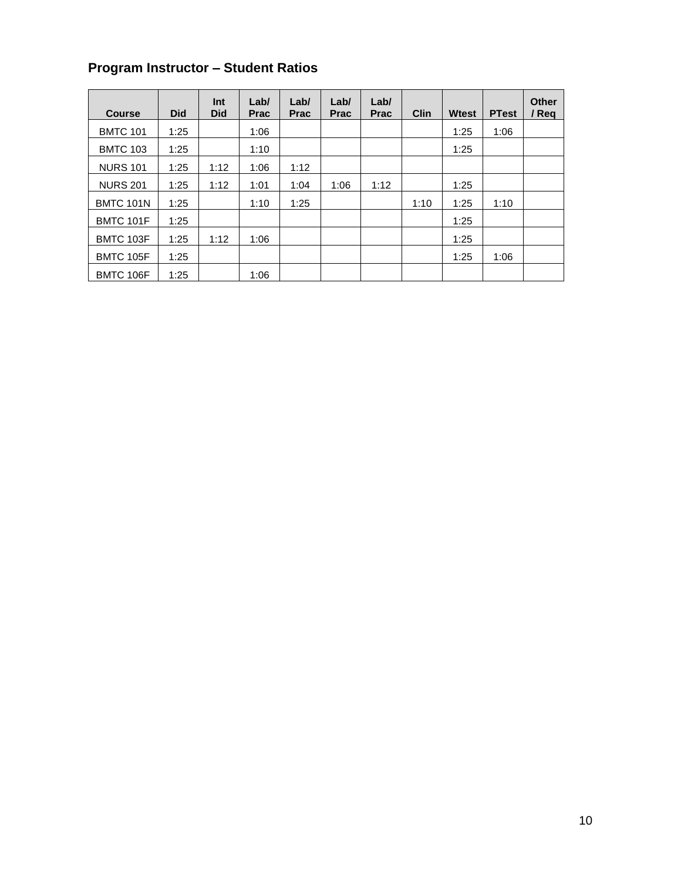## Program Instructor – Student Ratios

| Course | Did | Int Did | Lab/ Prac | Lab/ Prac | Lab/ Prac | Lab/ Prac | Clin | Wtest | PTest | Other / Req |
|---|---|---|---|---|---|---|---|---|---|---|
| BMTC 101 | 1:25 | | 1:06 | | | | | 1:25 | 1:06 | |
| BMTC 103 | 1:25 | | 1:10 | | | | | 1:25 | | |
| NURS 101 | 1:25 | 1:12 | 1:06 | 1:12 | | | | | | |
| NURS 201 | 1:25 | 1:12 | 1:01 | 1:04 | 1:06 | 1:12 | | 1:25 | | |
| BMTC 101N | 1:25 | | 1:10 | 1:25 | | | 1:10 | 1:25 | 1:10 | |
| BMTC 101F | 1:25 | | | | | | | 1:25 | | |
| BMTC 103F | 1:25 | 1:12 | 1:06 | | | | | 1:25 | | |
| BMTC 105F | 1:25 | | | | | | | 1:25 | 1:06 | |
| BMTC 106F | 1:25 | | 1:06 | | | | | | | |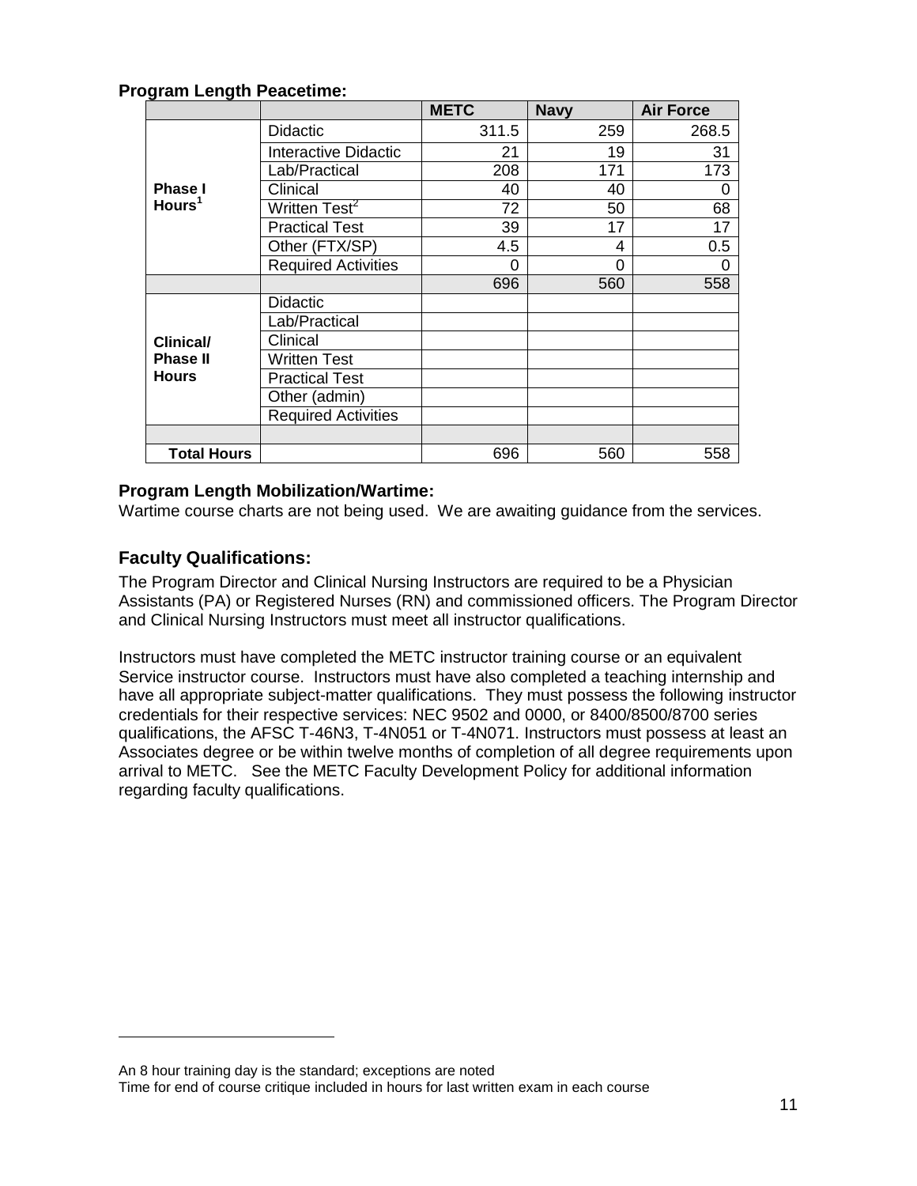**Program Length Peacetime:**

| | | METC | Navy | Air Force |
|---|---|---|---|---|
| **Phase I Hours**[1] | Didactic | 311.5 | 259 | 268.5 |
| | Interactive Didactic | 21 | 19 | 31 |
| | Lab/Practical | 208 | 171 | 173 |
| | Clinical | 40 | 40 | 0 |
| | Written Test[2] | 72 | 50 | 68 |
| | Practical Test | 39 | 17 | 17 |
| | Other (FTX/SP) | 4.5 | 4 | 0.5 |
| | Required Activities | 0 | 0 | 0 |
| | | 696 | 560 | 558 |
| **Clinical/ Phase II Hours** | Didactic | | | |
| | Lab/Practical | | | |
| | Clinical | | | |
| | Written Test | | | |
| | Practical Test | | | |
| | Other (admin) | | | |
| | Required Activities | | | |
| | | | | |
| **Total Hours** | | 696 | 560 | 558 |

**Program Length Mobilization/Wartime:**

Wartime course charts are not being used. We are awaiting guidance from the services.

## Faculty Qualifications:

The Program Director and Clinical Nursing Instructors are required to be a Physician Assistants (PA) or Registered Nurses (RN) and commissioned officers. The Program Director and Clinical Nursing Instructors must meet all instructor qualifications.

Instructors must have completed the METC instructor training course or an equivalent Service instructor course. Instructors must have also completed a teaching internship and have all appropriate subject-matter qualifications. They must possess the following instructor credentials for their respective services: NEC 9502 and 0000, or 8400/8500/8700 series qualifications, the AFSC T-46N3, T-4N051 or T-4N071. Instructors must possess at least an Associates degree or be within twelve months of completion of all degree requirements upon arrival to METC. See the METC Faculty Development Policy for additional information regarding faculty qualifications.

---

[1] An 8 hour training day is the standard; exceptions are noted

[2] Time for end of course critique included in hours for last written exam in each course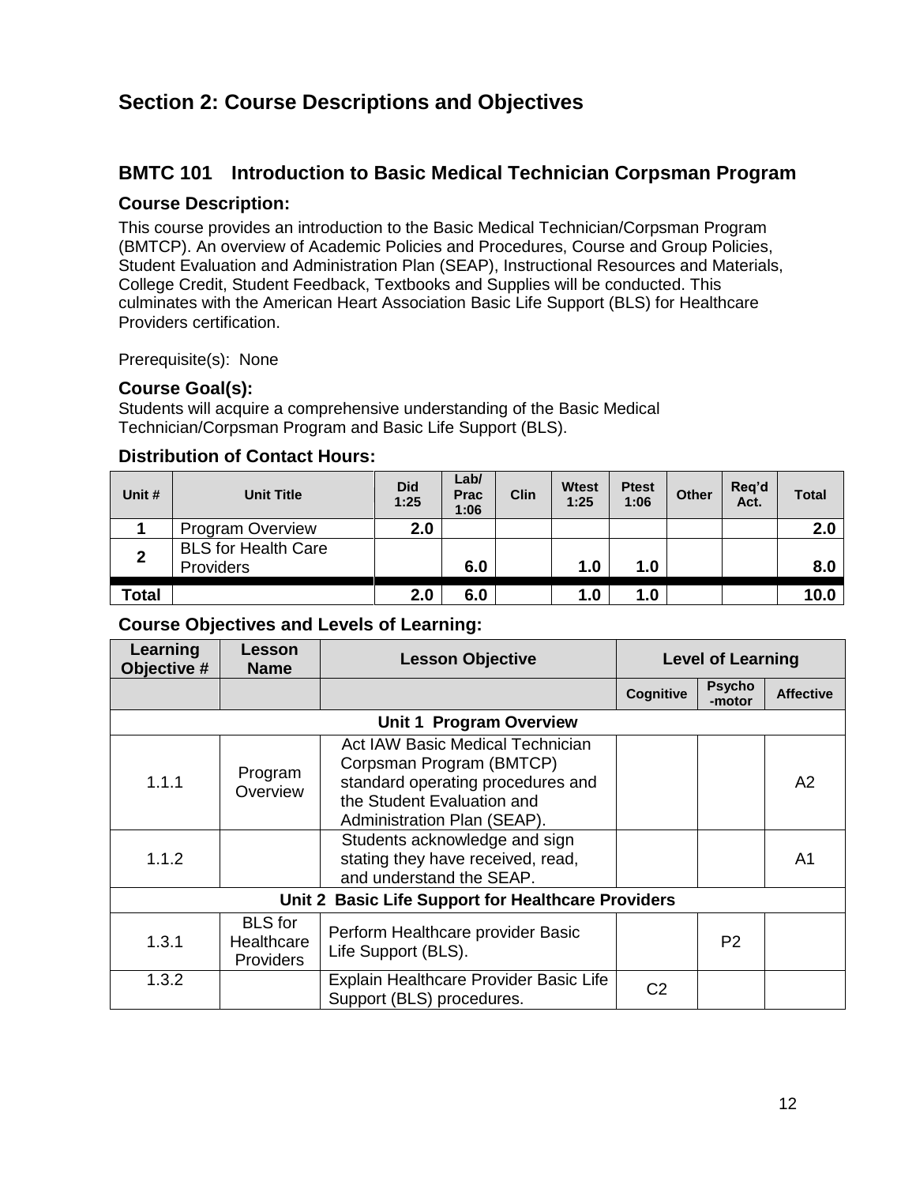## Section 2: Course Descriptions and Objectives

### BMTC 101 Introduction to Basic Medical Technician Corpsman Program

#### Course Description:

This course provides an introduction to the Basic Medical Technician/Corpsman Program (BMTCP). An overview of Academic Policies and Procedures, Course and Group Policies, Student Evaluation and Administration Plan (SEAP), Instructional Resources and Materials, College Credit, Student Feedback, Textbooks and Supplies will be conducted. This culminates with the American Heart Association Basic Life Support (BLS) for Healthcare Providers certification.

Prerequisite(s): None

#### Course Goal(s):

Students will acquire a comprehensive understanding of the Basic Medical Technician/Corpsman Program and Basic Life Support (BLS).

#### Distribution of Contact Hours:

| Unit # | Unit Title | Did 1:25 | Lab/ Prac 1:06 | Clin | Wtest 1:25 | Ptest 1:06 | Other | Req'd Act. | Total |
|---|---|---|---|---|---|---|---|---|---|
| 1 | Program Overview | 2.0 | | | | | | | 2.0 |
| 2 | BLS for Health Care Providers | | 6.0 | | 1.0 | 1.0 | | | 8.0 |
| Total | | 2.0 | 6.0 | | 1.0 | 1.0 | | | 10.0 |

#### Course Objectives and Levels of Learning:

| Learning Objective # | Lesson Name | Lesson Objective | Level of Learning | | |
|---|---|---|---|---|---|
| | | | Cognitive | Psycho-motor | Affective |
| **Unit 1 Program Overview** | | | | | |
| 1.1.1 | Program Overview | Act IAW Basic Medical Technician Corpsman Program (BMTCP) standard operating procedures and the Student Evaluation and Administration Plan (SEAP). | | | A2 |
| 1.1.2 | | Students acknowledge and sign stating they have received, read, and understand the SEAP. | | | A1 |
| **Unit 2 Basic Life Support for Healthcare Providers** | | | | | |
| 1.3.1 | BLS for Healthcare Providers | Perform Healthcare provider Basic Life Support (BLS). | | P2 | |
| 1.3.2 | | Explain Healthcare Provider Basic Life Support (BLS) procedures. | C2 | | |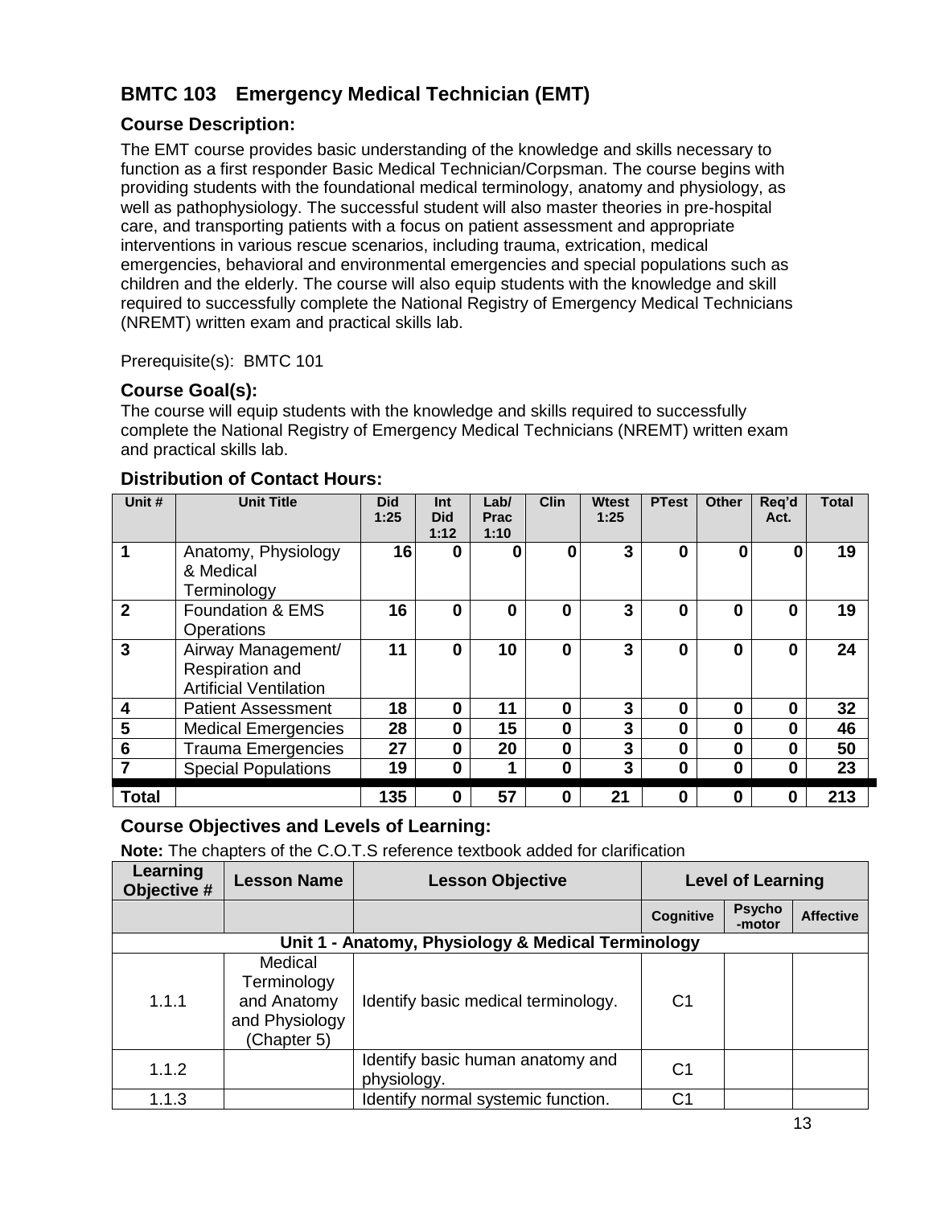## BMTC 103 Emergency Medical Technician (EMT)

### Course Description:

The EMT course provides basic understanding of the knowledge and skills necessary to function as a first responder Basic Medical Technician/Corpsman. The course begins with providing students with the foundational medical terminology, anatomy and physiology, as well as pathophysiology. The successful student will also master theories in pre-hospital care, and transporting patients with a focus on patient assessment and appropriate interventions in various rescue scenarios, including trauma, extrication, medical emergencies, behavioral and environmental emergencies and special populations such as children and the elderly. The course will also equip students with the knowledge and skill required to successfully complete the National Registry of Emergency Medical Technicians (NREMT) written exam and practical skills lab.

Prerequisite(s): BMTC 101

### Course Goal(s):

The course will equip students with the knowledge and skills required to successfully complete the National Registry of Emergency Medical Technicians (NREMT) written exam and practical skills lab.

### Distribution of Contact Hours:

| Unit # | Unit Title | Did 1:25 | Int Did 1:12 | Lab/ Prac 1:10 | Clin | Wtest 1:25 | PTest | Other | Req'd Act. | Total |
|---|---|---|---|---|---|---|---|---|---|---|
| **1** | Anatomy, Physiology & Medical Terminology | **16** | **0** | **0** | **0** | **3** | **0** | **0** | **0** | **19** |
| **2** | Foundation & EMS Operations | **16** | **0** | **0** | **0** | **3** | **0** | **0** | **0** | **19** |
| **3** | Airway Management/ Respiration and Artificial Ventilation | **11** | **0** | **10** | **0** | **3** | **0** | **0** | **0** | **24** |
| **4** | Patient Assessment | **18** | **0** | **11** | **0** | **3** | **0** | **0** | **0** | **32** |
| **5** | Medical Emergencies | **28** | **0** | **15** | **0** | **3** | **0** | **0** | **0** | **46** |
| **6** | Trauma Emergencies | **27** | **0** | **20** | **0** | **3** | **0** | **0** | **0** | **50** |
| **7** | Special Populations | **19** | **0** | **1** | **0** | **3** | **0** | **0** | **0** | **23** |
| **Total** | | **135** | **0** | **57** | **0** | **21** | **0** | **0** | **0** | **213** |

### Course Objectives and Levels of Learning:

**Note:** The chapters of the C.O.T.S reference textbook added for clarification

| Learning Objective # | Lesson Name | Lesson Objective | Level of Learning | | |
|---|---|---|---|---|---|
| | | | Cognitive | Psycho -motor | Affective |
| **Unit 1 - Anatomy, Physiology & Medical Terminology** | | | | | |
| 1.1.1 | Medical Terminology and Anatomy and Physiology (Chapter 5) | Identify basic medical terminology. | C1 | | |
| 1.1.2 | | Identify basic human anatomy and physiology. | C1 | | |
| 1.1.3 | | Identify normal systemic function. | C1 | | |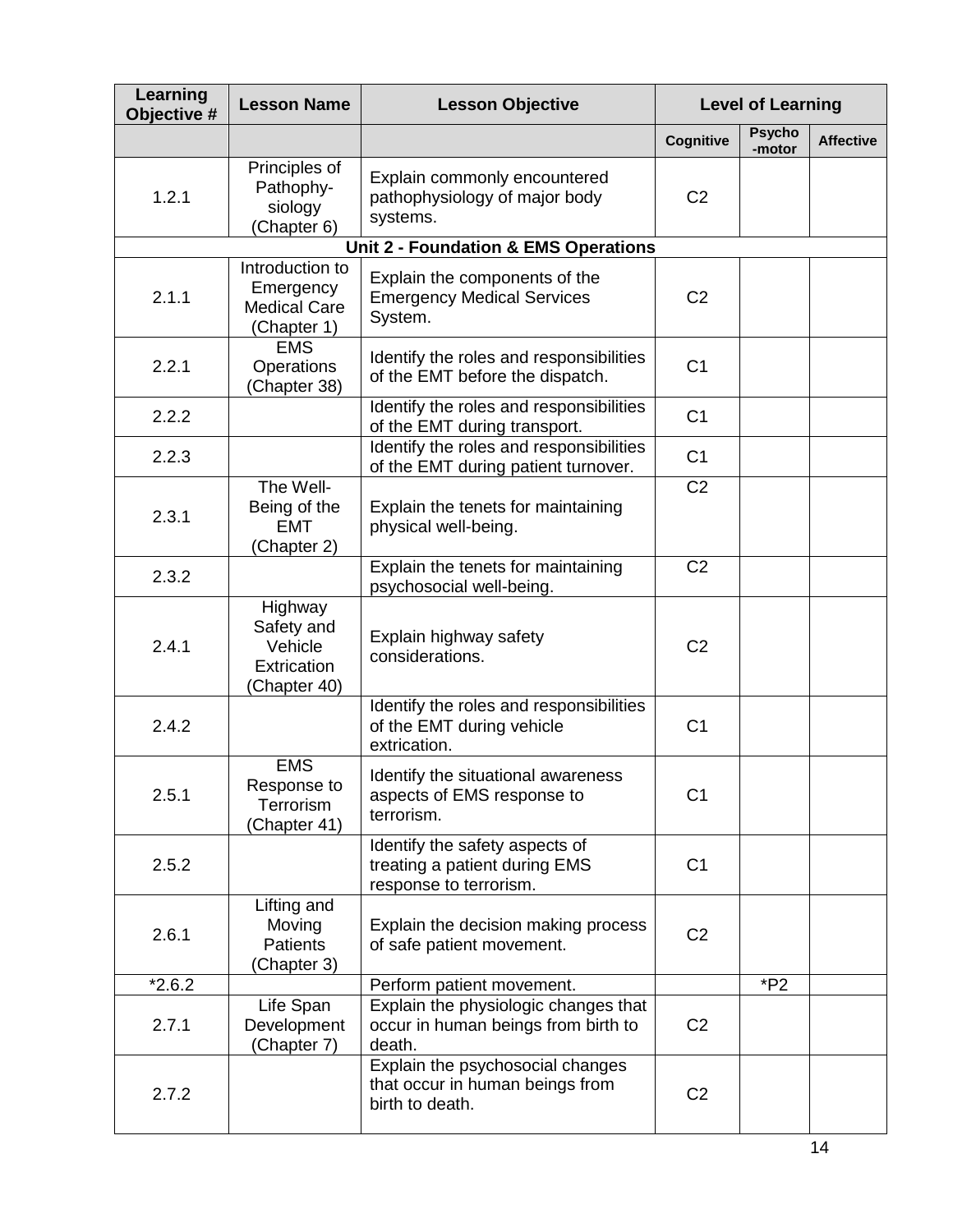| Learning Objective # | Lesson Name | Lesson Objective | Level of Learning | | |
|---|---|---|---|---|---|
| | | | Cognitive | Psycho-motor | Affective |
| 1.2.1 | Principles of Pathophy-siology (Chapter 6) | Explain commonly encountered pathophysiology of major body systems. | C2 | | |
| **Unit 2 - Foundation & EMS Operations** | | | | | |
| 2.1.1 | Introduction to Emergency Medical Care (Chapter 1) | Explain the components of the Emergency Medical Services System. | C2 | | |
| 2.2.1 | EMS Operations (Chapter 38) | Identify the roles and responsibilities of the EMT before the dispatch. | C1 | | |
| 2.2.2 | | Identify the roles and responsibilities of the EMT during transport. | C1 | | |
| 2.2.3 | | Identify the roles and responsibilities of the EMT during patient turnover. | C1 | | |
| 2.3.1 | The Well-Being of the EMT (Chapter 2) | Explain the tenets for maintaining physical well-being. | C2 | | |
| 2.3.2 | | Explain the tenets for maintaining psychosocial well-being. | C2 | | |
| 2.4.1 | Highway Safety and Vehicle Extrication (Chapter 40) | Explain highway safety considerations. | C2 | | |
| 2.4.2 | | Identify the roles and responsibilities of the EMT during vehicle extrication. | C1 | | |
| 2.5.1 | EMS Response to Terrorism (Chapter 41) | Identify the situational awareness aspects of EMS response to terrorism. | C1 | | |
| 2.5.2 | | Identify the safety aspects of treating a patient during EMS response to terrorism. | C1 | | |
| 2.6.1 | Lifting and Moving Patients (Chapter 3) | Explain the decision making process of safe patient movement. | C2 | | |
| *2.6.2 | | Perform patient movement. | | *P2 | |
| 2.7.1 | Life Span Development (Chapter 7) | Explain the physiologic changes that occur in human beings from birth to death. | C2 | | |
| 2.7.2 | | Explain the psychosocial changes that occur in human beings from birth to death. | C2 | | |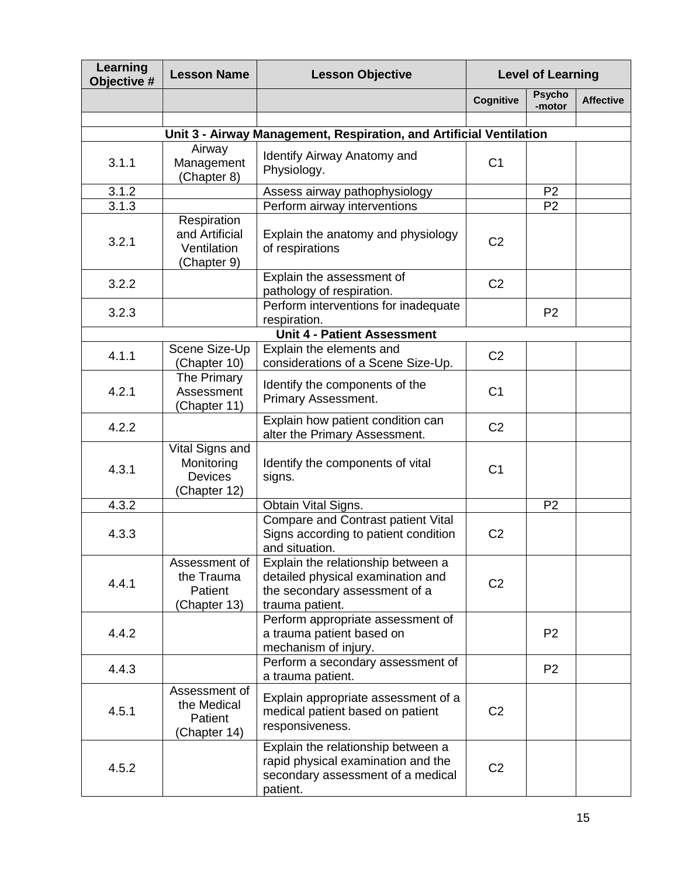| Learning Objective # | Lesson Name | Lesson Objective | Level of Learning | | |
|---|---|---|---|---|---|
| | | | Cognitive | Psycho-motor | Affective |
| | | | | | |
| **Unit 3 - Airway Management, Respiration, and Artificial Ventilation** | | | | | |
| 3.1.1 | Airway Management (Chapter 8) | Identify Airway Anatomy and Physiology. | C1 | | |
| 3.1.2 | | Assess airway pathophysiology | | P2 | |
| 3.1.3 | | Perform airway interventions | | P2 | |
| 3.2.1 | Respiration and Artificial Ventilation (Chapter 9) | Explain the anatomy and physiology of respirations | C2 | | |
| 3.2.2 | | Explain the assessment of pathology of respiration. | C2 | | |
| 3.2.3 | | Perform interventions for inadequate respiration. | | P2 | |
| **Unit 4 - Patient Assessment** | | | | | |
| 4.1.1 | Scene Size-Up (Chapter 10) | Explain the elements and considerations of a Scene Size-Up. | C2 | | |
| 4.2.1 | The Primary Assessment (Chapter 11) | Identify the components of the Primary Assessment. | C1 | | |
| 4.2.2 | | Explain how patient condition can alter the Primary Assessment. | C2 | | |
| 4.3.1 | Vital Signs and Monitoring Devices (Chapter 12) | Identify the components of vital signs. | C1 | | |
| 4.3.2 | | Obtain Vital Signs. | | P2 | |
| 4.3.3 | | Compare and Contrast patient Vital Signs according to patient condition and situation. | C2 | | |
| 4.4.1 | Assessment of the Trauma Patient (Chapter 13) | Explain the relationship between a detailed physical examination and the secondary assessment of a trauma patient. | C2 | | |
| 4.4.2 | | Perform appropriate assessment of a trauma patient based on mechanism of injury. | | P2 | |
| 4.4.3 | | Perform a secondary assessment of a trauma patient. | | P2 | |
| 4.5.1 | Assessment of the Medical Patient (Chapter 14) | Explain appropriate assessment of a medical patient based on patient responsiveness. | C2 | | |
| 4.5.2 | | Explain the relationship between a rapid physical examination and the secondary assessment of a medical patient. | C2 | | |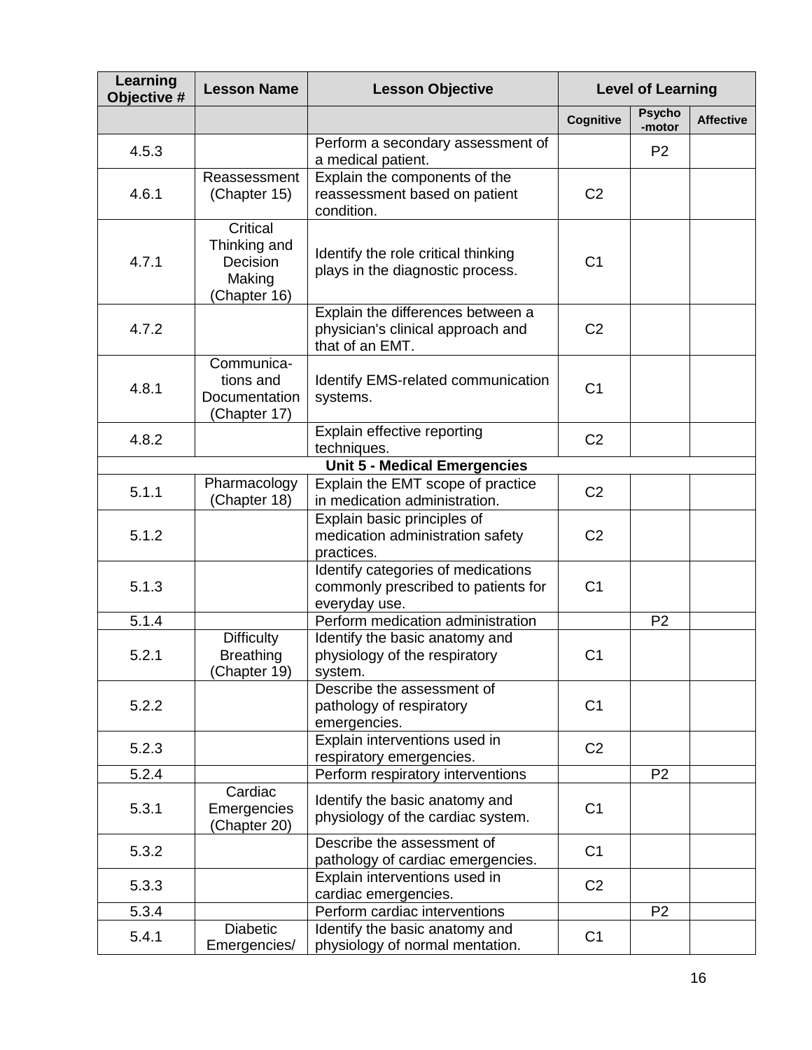| Learning Objective # | Lesson Name | Lesson Objective | Level of Learning | | |
|---|---|---|---|---|---|
| | | | Cognitive | Psycho-motor | Affective |
| 4.5.3 | | Perform a secondary assessment of a medical patient. | | P2 | |
| 4.6.1 | Reassessment (Chapter 15) | Explain the components of the reassessment based on patient condition. | C2 | | |
| 4.7.1 | Critical Thinking and Decision Making (Chapter 16) | Identify the role critical thinking plays in the diagnostic process. | C1 | | |
| 4.7.2 | | Explain the differences between a physician's clinical approach and that of an EMT. | C2 | | |
| 4.8.1 | Communications and Documentation (Chapter 17) | Identify EMS-related communication systems. | C1 | | |
| 4.8.2 | | Explain effective reporting techniques. | C2 | | |
| **Unit 5 - Medical Emergencies** | | | | | |
| 5.1.1 | Pharmacology (Chapter 18) | Explain the EMT scope of practice in medication administration. | C2 | | |
| 5.1.2 | | Explain basic principles of medication administration safety practices. | C2 | | |
| 5.1.3 | | Identify categories of medications commonly prescribed to patients for everyday use. | C1 | | |
| 5.1.4 | | Perform medication administration | | P2 | |
| 5.2.1 | Difficulty Breathing (Chapter 19) | Identify the basic anatomy and physiology of the respiratory system. | C1 | | |
| 5.2.2 | | Describe the assessment of pathology of respiratory emergencies. | C1 | | |
| 5.2.3 | | Explain interventions used in respiratory emergencies. | C2 | | |
| 5.2.4 | | Perform respiratory interventions | | P2 | |
| 5.3.1 | Cardiac Emergencies (Chapter 20) | Identify the basic anatomy and physiology of the cardiac system. | C1 | | |
| 5.3.2 | | Describe the assessment of pathology of cardiac emergencies. | C1 | | |
| 5.3.3 | | Explain interventions used in cardiac emergencies. | C2 | | |
| 5.3.4 | | Perform cardiac interventions | | P2 | |
| 5.4.1 | Diabetic Emergencies/ | Identify the basic anatomy and physiology of normal mentation. | C1 | | |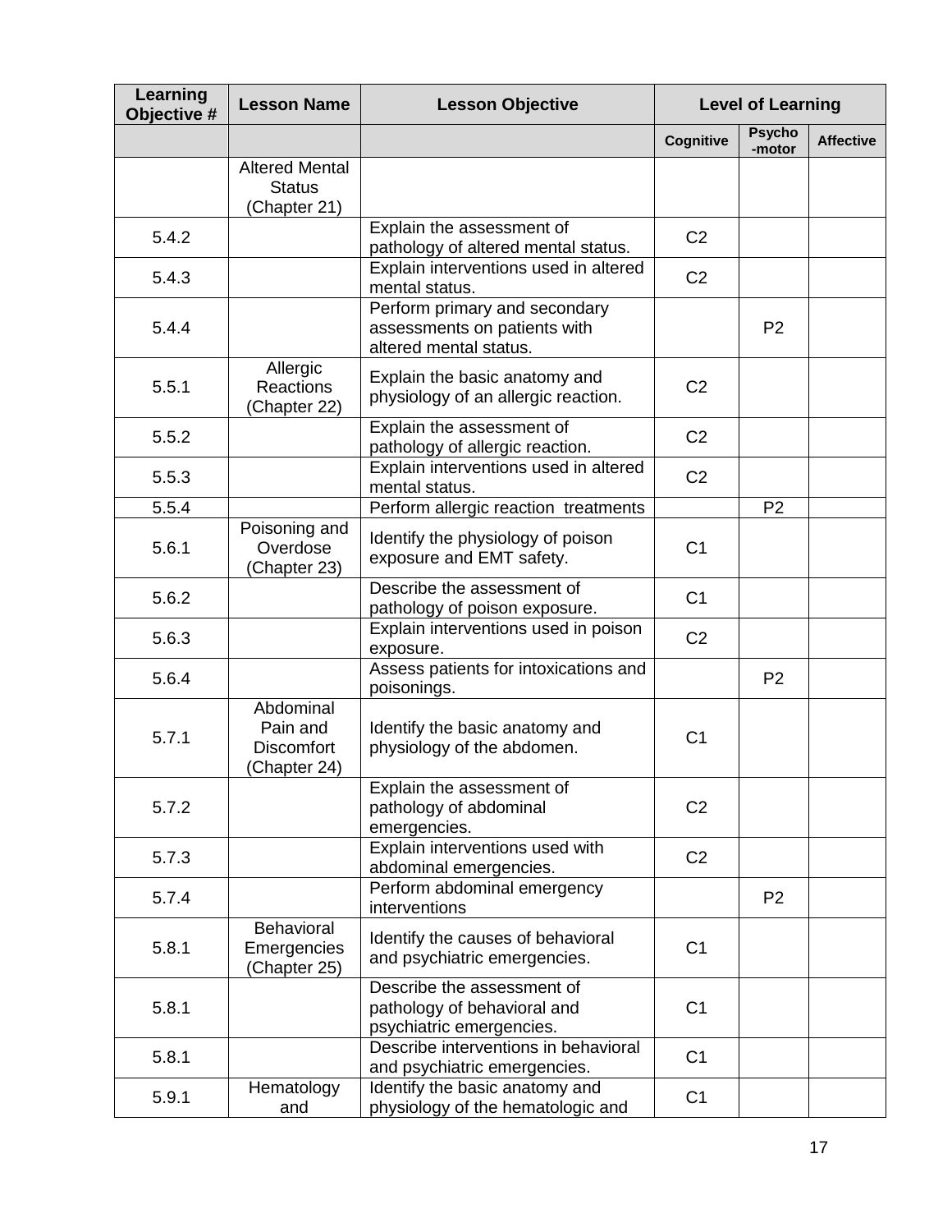| Learning Objective # | Lesson Name | Lesson Objective | Level of Learning | | |
|---|---|---|---|---|---|
| | | | Cognitive | Psycho-motor | Affective |
| | Altered Mental Status (Chapter 21) | | | | |
| 5.4.2 | | Explain the assessment of pathology of altered mental status. | C2 | | |
| 5.4.3 | | Explain interventions used in altered mental status. | C2 | | |
| 5.4.4 | | Perform primary and secondary assessments on patients with altered mental status. | | P2 | |
| 5.5.1 | Allergic Reactions (Chapter 22) | Explain the basic anatomy and physiology of an allergic reaction. | C2 | | |
| 5.5.2 | | Explain the assessment of pathology of allergic reaction. | C2 | | |
| 5.5.3 | | Explain interventions used in altered mental status. | C2 | | |
| 5.5.4 | | Perform allergic reaction treatments | | P2 | |
| 5.6.1 | Poisoning and Overdose (Chapter 23) | Identify the physiology of poison exposure and EMT safety. | C1 | | |
| 5.6.2 | | Describe the assessment of pathology of poison exposure. | C1 | | |
| 5.6.3 | | Explain interventions used in poison exposure. | C2 | | |
| 5.6.4 | | Assess patients for intoxications and poisonings. | | P2 | |
| 5.7.1 | Abdominal Pain and Discomfort (Chapter 24) | Identify the basic anatomy and physiology of the abdomen. | C1 | | |
| 5.7.2 | | Explain the assessment of pathology of abdominal emergencies. | C2 | | |
| 5.7.3 | | Explain interventions used with abdominal emergencies. | C2 | | |
| 5.7.4 | | Perform abdominal emergency interventions | | P2 | |
| 5.8.1 | Behavioral Emergencies (Chapter 25) | Identify the causes of behavioral and psychiatric emergencies. | C1 | | |
| 5.8.1 | | Describe the assessment of pathology of behavioral and psychiatric emergencies. | C1 | | |
| 5.8.1 | | Describe interventions in behavioral and psychiatric emergencies. | C1 | | |
| 5.9.1 | Hematology and | Identify the basic anatomy and physiology of the hematologic and | C1 | | |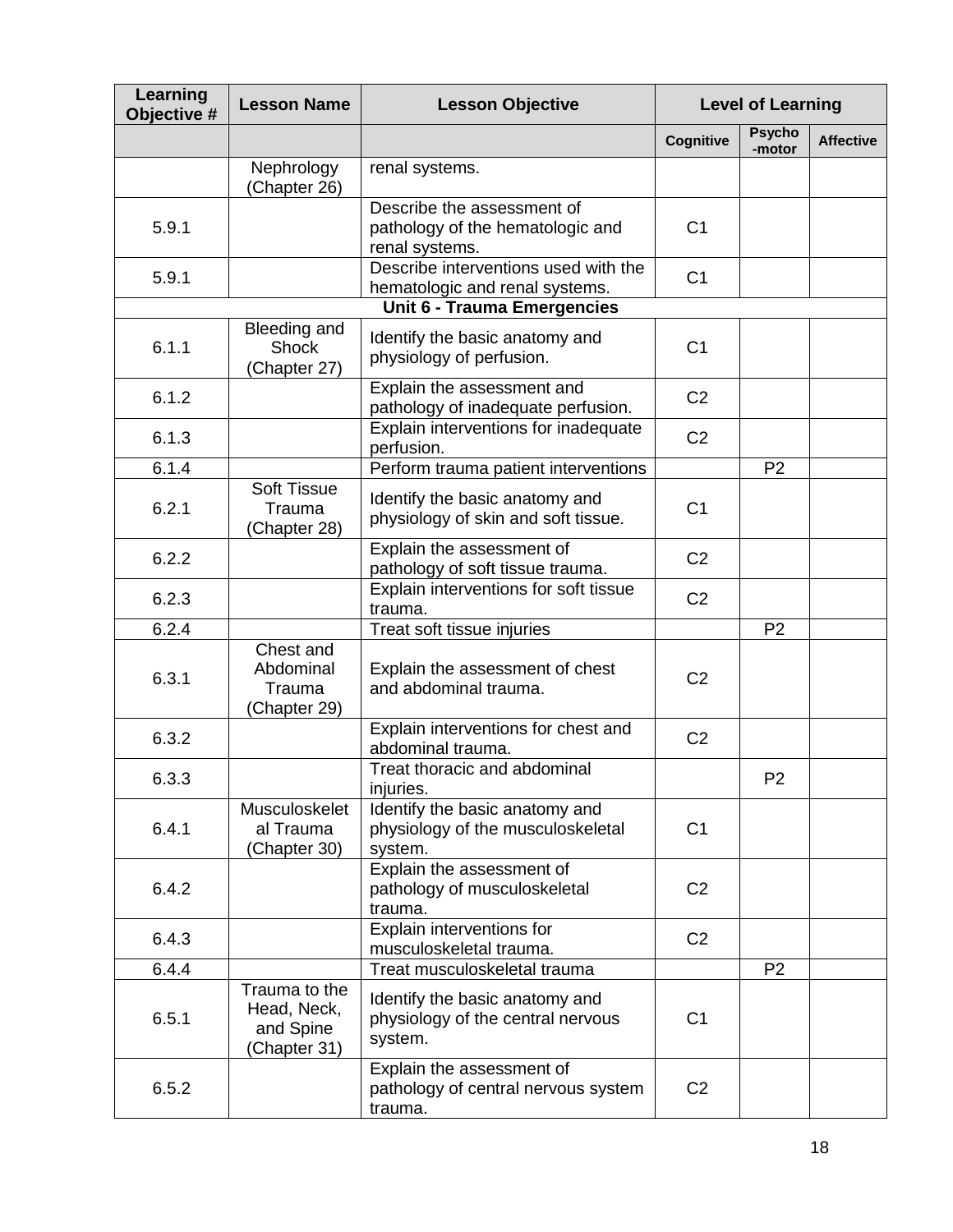| Learning Objective # | Lesson Name | Lesson Objective | Level of Learning | | |
|---|---|---|---|---|---|
| | | | Cognitive | Psycho-motor | Affective |
| | Nephrology (Chapter 26) | renal systems. | | | |
| 5.9.1 | | Describe the assessment of pathology of the hematologic and renal systems. | C1 | | |
| 5.9.1 | | Describe interventions used with the hematologic and renal systems. | C1 | | |
| | | **Unit 6 - Trauma Emergencies** | | | |
| 6.1.1 | Bleeding and Shock (Chapter 27) | Identify the basic anatomy and physiology of perfusion. | C1 | | |
| 6.1.2 | | Explain the assessment and pathology of inadequate perfusion. | C2 | | |
| 6.1.3 | | Explain interventions for inadequate perfusion. | C2 | | |
| 6.1.4 | | Perform trauma patient interventions | | P2 | |
| 6.2.1 | Soft Tissue Trauma (Chapter 28) | Identify the basic anatomy and physiology of skin and soft tissue. | C1 | | |
| 6.2.2 | | Explain the assessment of pathology of soft tissue trauma. | C2 | | |
| 6.2.3 | | Explain interventions for soft tissue trauma. | C2 | | |
| 6.2.4 | | Treat soft tissue injuries | | P2 | |
| 6.3.1 | Chest and Abdominal Trauma (Chapter 29) | Explain the assessment of chest and abdominal trauma. | C2 | | |
| 6.3.2 | | Explain interventions for chest and abdominal trauma. | C2 | | |
| 6.3.3 | | Treat thoracic and abdominal injuries. | | P2 | |
| 6.4.1 | Musculoskeletal Trauma (Chapter 30) | Identify the basic anatomy and physiology of the musculoskeletal system. | C1 | | |
| 6.4.2 | | Explain the assessment of pathology of musculoskeletal trauma. | C2 | | |
| 6.4.3 | | Explain interventions for musculoskeletal trauma. | C2 | | |
| 6.4.4 | | Treat musculoskeletal trauma | | P2 | |
| 6.5.1 | Trauma to the Head, Neck, and Spine (Chapter 31) | Identify the basic anatomy and physiology of the central nervous system. | C1 | | |
| 6.5.2 | | Explain the assessment of pathology of central nervous system trauma. | C2 | | |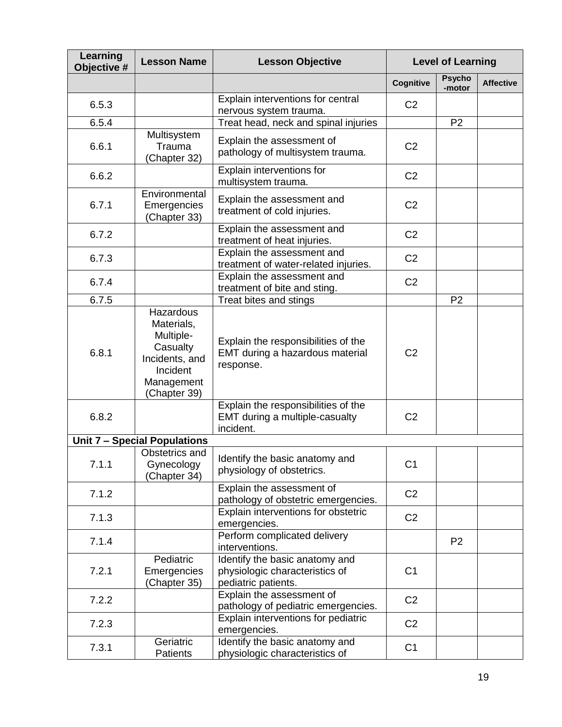| Learning Objective # | Lesson Name | Lesson Objective | Level of Learning | | |
|---|---|---|---|---|---|
| | | | Cognitive | Psycho-motor | Affective |
| 6.5.3 | | Explain interventions for central nervous system trauma. | C2 | | |
| 6.5.4 | | Treat head, neck and spinal injuries | | P2 | |
| 6.6.1 | Multisystem Trauma (Chapter 32) | Explain the assessment of pathology of multisystem trauma. | C2 | | |
| 6.6.2 | | Explain interventions for multisystem trauma. | C2 | | |
| 6.7.1 | Environmental Emergencies (Chapter 33) | Explain the assessment and treatment of cold injuries. | C2 | | |
| 6.7.2 | | Explain the assessment and treatment of heat injuries. | C2 | | |
| 6.7.3 | | Explain the assessment and treatment of water-related injuries. | C2 | | |
| 6.7.4 | | Explain the assessment and treatment of bite and sting. | C2 | | |
| 6.7.5 | | Treat bites and stings | | P2 | |
| 6.8.1 | Hazardous Materials, Multiple-Casualty Incidents, and Incident Management (Chapter 39) | Explain the responsibilities of the EMT during a hazardous material response. | C2 | | |
| 6.8.2 | | Explain the responsibilities of the EMT during a multiple-casualty incident. | C2 | | |
| **Unit 7 – Special Populations** | | | | | |
| 7.1.1 | Obstetrics and Gynecology (Chapter 34) | Identify the basic anatomy and physiology of obstetrics. | C1 | | |
| 7.1.2 | | Explain the assessment of pathology of obstetric emergencies. | C2 | | |
| 7.1.3 | | Explain interventions for obstetric emergencies. | C2 | | |
| 7.1.4 | | Perform complicated delivery interventions. | | P2 | |
| 7.2.1 | Pediatric Emergencies (Chapter 35) | Identify the basic anatomy and physiologic characteristics of pediatric patients. | C1 | | |
| 7.2.2 | | Explain the assessment of pathology of pediatric emergencies. | C2 | | |
| 7.2.3 | | Explain interventions for pediatric emergencies. | C2 | | |
| 7.3.1 | Geriatric Patients | Identify the basic anatomy and physiologic characteristics of | C1 | | |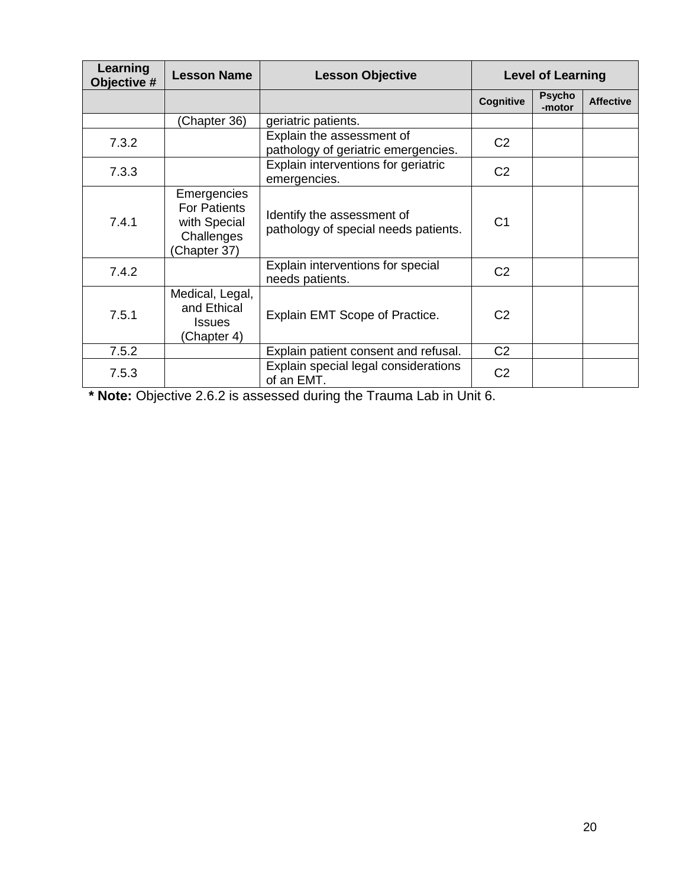| Learning Objective # | Lesson Name | Lesson Objective | Level of Learning | | |
|---|---|---|---|---|---|
| | | | Cognitive | Psycho-motor | Affective |
| | (Chapter 36) | geriatric patients. | | | |
| 7.3.2 | | Explain the assessment of pathology of geriatric emergencies. | C2 | | |
| 7.3.3 | | Explain interventions for geriatric emergencies. | C2 | | |
| 7.4.1 | Emergencies For Patients with Special Challenges (Chapter 37) | Identify the assessment of pathology of special needs patients. | C1 | | |
| 7.4.2 | | Explain interventions for special needs patients. | C2 | | |
| 7.5.1 | Medical, Legal, and Ethical Issues (Chapter 4) | Explain EMT Scope of Practice. | C2 | | |
| 7.5.2 | | Explain patient consent and refusal. | C2 | | |
| 7.5.3 | | Explain special legal considerations of an EMT. | C2 | | |

**\* Note:** Objective 2.6.2 is assessed during the Trauma Lab in Unit 6.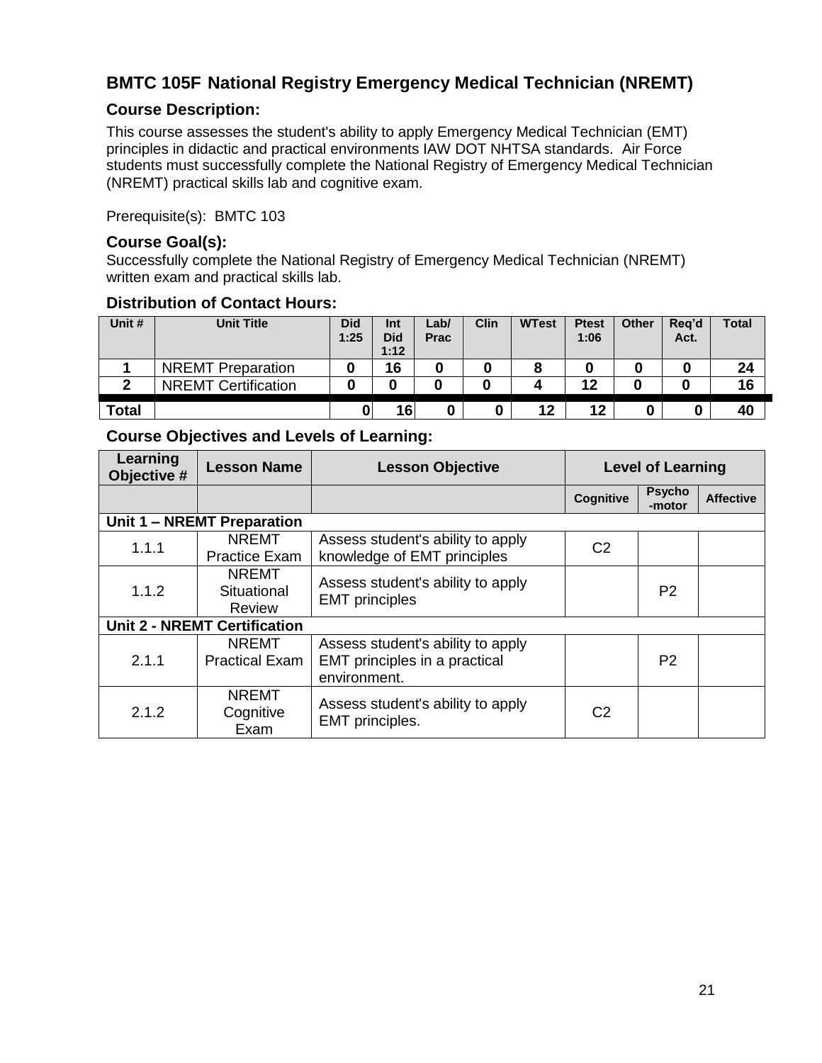## BMTC 105F National Registry Emergency Medical Technician (NREMT)

### Course Description:

This course assesses the student's ability to apply Emergency Medical Technician (EMT) principles in didactic and practical environments IAW DOT NHTSA standards. Air Force students must successfully complete the National Registry of Emergency Medical Technician (NREMT) practical skills lab and cognitive exam.

Prerequisite(s): BMTC 103

### Course Goal(s):

Successfully complete the National Registry of Emergency Medical Technician (NREMT) written exam and practical skills lab.

### Distribution of Contact Hours:

| Unit # | Unit Title | Did 1:25 | Int Did 1:12 | Lab/ Prac | Clin | WTest | Ptest 1:06 | Other | Req'd Act. | Total |
|---|---|---|---|---|---|---|---|---|---|---|
| 1 | NREMT Preparation | 0 | 16 | 0 | 0 | 8 | 0 | 0 | 0 | 24 |
| 2 | NREMT Certification | 0 | 0 | 0 | 0 | 4 | 12 | 0 | 0 | 16 |
| Total | | 0 | 16 | 0 | 0 | 12 | 12 | 0 | 0 | 40 |

### Course Objectives and Levels of Learning:

| Learning Objective # | Lesson Name | Lesson Objective | Level of Learning | | |
|---|---|---|---|---|---|
| | | | Cognitive | Psycho-motor | Affective |
| **Unit 1 – NREMT Preparation** | | | | | |
| 1.1.1 | NREMT Practice Exam | Assess student's ability to apply knowledge of EMT principles | C2 | | |
| 1.1.2 | NREMT Situational Review | Assess student's ability to apply EMT principles | | P2 | |
| **Unit 2 - NREMT Certification** | | | | | |
| 2.1.1 | NREMT Practical Exam | Assess student's ability to apply EMT principles in a practical environment. | | P2 | |
| 2.1.2 | NREMT Cognitive Exam | Assess student's ability to apply EMT principles. | C2 | | |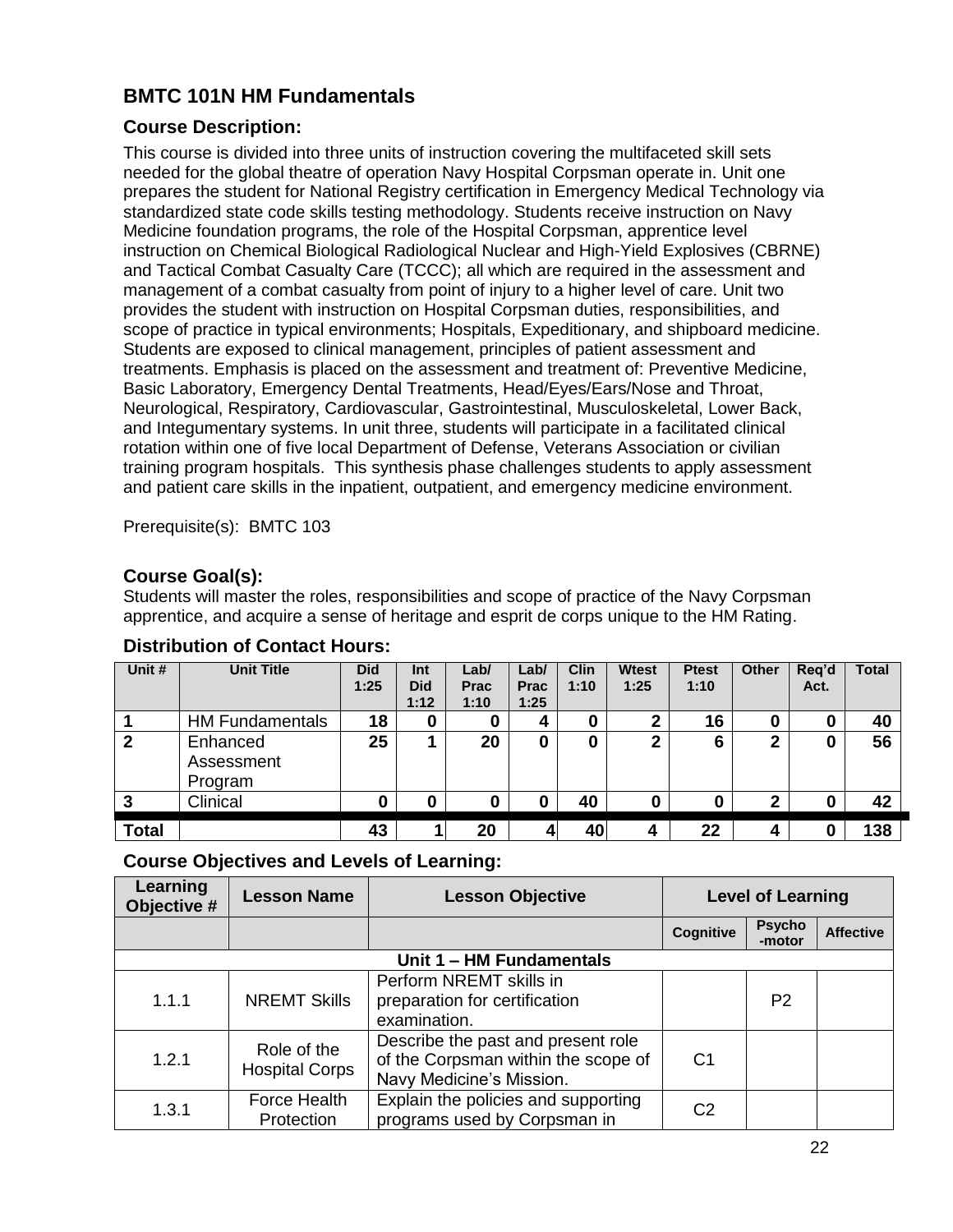## BMTC 101N HM Fundamentals

### Course Description:

This course is divided into three units of instruction covering the multifaceted skill sets needed for the global theatre of operation Navy Hospital Corpsman operate in. Unit one prepares the student for National Registry certification in Emergency Medical Technology via standardized state code skills testing methodology. Students receive instruction on Navy Medicine foundation programs, the role of the Hospital Corpsman, apprentice level instruction on Chemical Biological Radiological Nuclear and High-Yield Explosives (CBRNE) and Tactical Combat Casualty Care (TCCC); all which are required in the assessment and management of a combat casualty from point of injury to a higher level of care. Unit two provides the student with instruction on Hospital Corpsman duties, responsibilities, and scope of practice in typical environments; Hospitals, Expeditionary, and shipboard medicine. Students are exposed to clinical management, principles of patient assessment and treatments. Emphasis is placed on the assessment and treatment of: Preventive Medicine, Basic Laboratory, Emergency Dental Treatments, Head/Eyes/Ears/Nose and Throat, Neurological, Respiratory, Cardiovascular, Gastrointestinal, Musculoskeletal, Lower Back, and Integumentary systems. In unit three, students will participate in a facilitated clinical rotation within one of five local Department of Defense, Veterans Association or civilian training program hospitals. This synthesis phase challenges students to apply assessment and patient care skills in the inpatient, outpatient, and emergency medicine environment.

Prerequisite(s): BMTC 103

### Course Goal(s):

Students will master the roles, responsibilities and scope of practice of the Navy Corpsman apprentice, and acquire a sense of heritage and esprit de corps unique to the HM Rating.

### Distribution of Contact Hours:

| Unit # | Unit Title | Did 1:25 | Int Did 1:12 | Lab/ Prac 1:10 | Lab/ Prac 1:25 | Clin 1:10 | Wtest 1:25 | Ptest 1:10 | Other | Req'd Act. | Total |
|---|---|---|---|---|---|---|---|---|---|---|---|
| 1 | HM Fundamentals | 18 | 0 | 0 | 4 | 0 | 2 | 16 | 0 | 0 | 40 |
| 2 | Enhanced Assessment Program | 25 | 1 | 20 | 0 | 0 | 2 | 6 | 2 | 0 | 56 |
| 3 | Clinical | 0 | 0 | 0 | 0 | 40 | 0 | 0 | 2 | 0 | 42 |
| Total | | 43 | 1 | 20 | 4 | 40 | 4 | 22 | 4 | 0 | 138 |

### Course Objectives and Levels of Learning:

| Learning Objective # | Lesson Name | Lesson Objective | Level of Learning | | |
|---|---|---|---|---|---|
| | | | Cognitive | Psycho-motor | Affective |
| **Unit 1 – HM Fundamentals** | | | | | |
| 1.1.1 | NREMT Skills | Perform NREMT skills in preparation for certification examination. | | P2 | |
| 1.2.1 | Role of the Hospital Corps | Describe the past and present role of the Corpsman within the scope of Navy Medicine's Mission. | C1 | | |
| 1.3.1 | Force Health Protection | Explain the policies and supporting programs used by Corpsman in | C2 | | |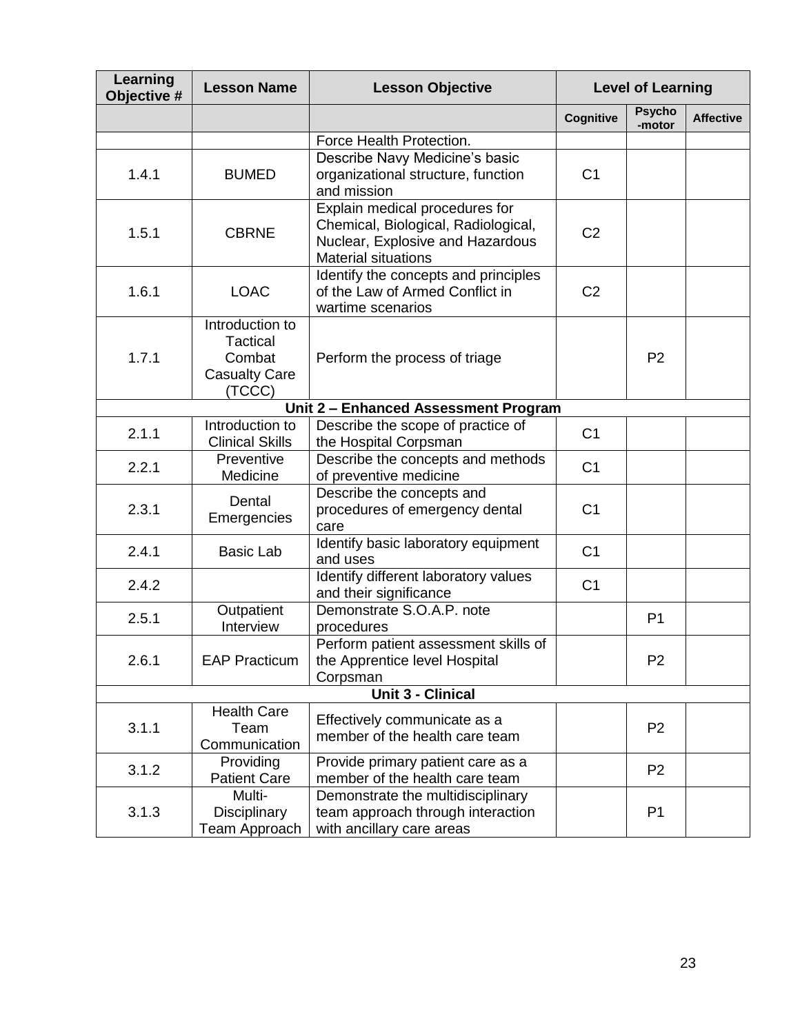| Learning Objective # | Lesson Name | Lesson Objective | Level of Learning | | |
|---|---|---|---|---|---|
| | | | Cognitive | Psycho-motor | Affective |
| | | Force Health Protection. | | | |
| 1.4.1 | BUMED | Describe Navy Medicine's basic organizational structure, function and mission | C1 | | |
| 1.5.1 | CBRNE | Explain medical procedures for Chemical, Biological, Radiological, Nuclear, Explosive and Hazardous Material situations | C2 | | |
| 1.6.1 | LOAC | Identify the concepts and principles of the Law of Armed Conflict in wartime scenarios | C2 | | |
| 1.7.1 | Introduction to Tactical Combat Casualty Care (TCCC) | Perform the process of triage | | P2 | |
| **Unit 2 – Enhanced Assessment Program** | | | | | |
| 2.1.1 | Introduction to Clinical Skills | Describe the scope of practice of the Hospital Corpsman | C1 | | |
| 2.2.1 | Preventive Medicine | Describe the concepts and methods of preventive medicine | C1 | | |
| 2.3.1 | Dental Emergencies | Describe the concepts and procedures of emergency dental care | C1 | | |
| 2.4.1 | Basic Lab | Identify basic laboratory equipment and uses | C1 | | |
| 2.4.2 | | Identify different laboratory values and their significance | C1 | | |
| 2.5.1 | Outpatient Interview | Demonstrate S.O.A.P. note procedures | | P1 | |
| 2.6.1 | EAP Practicum | Perform patient assessment skills of the Apprentice level Hospital Corpsman | | P2 | |
| **Unit 3 - Clinical** | | | | | |
| 3.1.1 | Health Care Team Communication | Effectively communicate as a member of the health care team | | P2 | |
| 3.1.2 | Providing Patient Care | Provide primary patient care as a member of the health care team | | P2 | |
| 3.1.3 | Multi-Disciplinary Team Approach | Demonstrate the multidisciplinary team approach through interaction with ancillary care areas | | P1 | |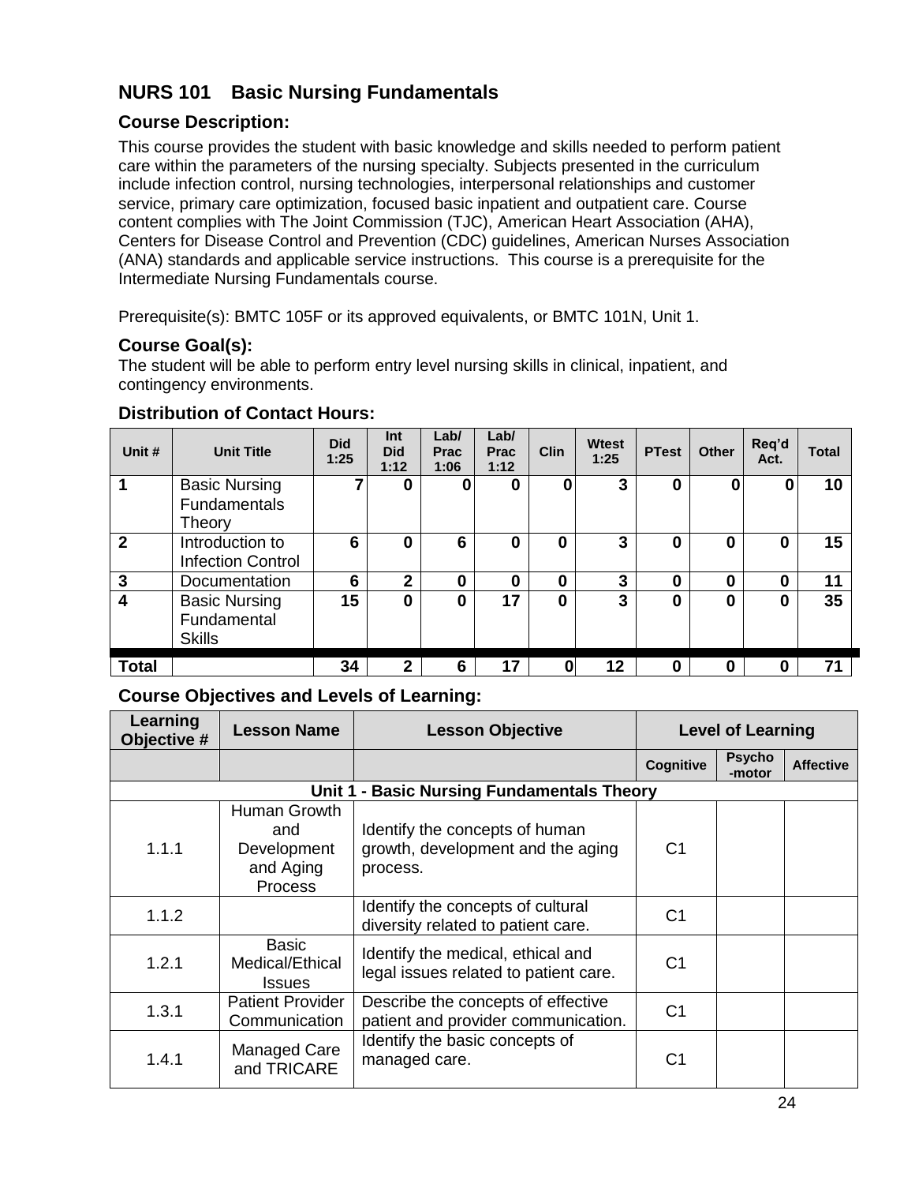## NURS 101 Basic Nursing Fundamentals

### Course Description:

This course provides the student with basic knowledge and skills needed to perform patient care within the parameters of the nursing specialty. Subjects presented in the curriculum include infection control, nursing technologies, interpersonal relationships and customer service, primary care optimization, focused basic inpatient and outpatient care. Course content complies with The Joint Commission (TJC), American Heart Association (AHA), Centers for Disease Control and Prevention (CDC) guidelines, American Nurses Association (ANA) standards and applicable service instructions. This course is a prerequisite for the Intermediate Nursing Fundamentals course.

Prerequisite(s): BMTC 105F or its approved equivalents, or BMTC 101N, Unit 1.

### Course Goal(s):

The student will be able to perform entry level nursing skills in clinical, inpatient, and contingency environments.

### Distribution of Contact Hours:

| Unit # | Unit Title | Did 1:25 | Int Did 1:12 | Lab/ Prac 1:06 | Lab/ Prac 1:12 | Clin | Wtest 1:25 | PTest | Other | Req'd Act. | Total |
|---|---|---|---|---|---|---|---|---|---|---|---|
| 1 | Basic Nursing Fundamentals Theory | 7 | 0 | 0 | 0 | 0 | 3 | 0 | 0 | 0 | 10 |
| 2 | Introduction to Infection Control | 6 | 0 | 6 | 0 | 0 | 3 | 0 | 0 | 0 | 15 |
| 3 | Documentation | 6 | 2 | 0 | 0 | 0 | 3 | 0 | 0 | 0 | 11 |
| 4 | Basic Nursing Fundamental Skills | 15 | 0 | 0 | 17 | 0 | 3 | 0 | 0 | 0 | 35 |
| **Total** | | 34 | 2 | 6 | 17 | 0 | 12 | 0 | 0 | 0 | 71 |

### Course Objectives and Levels of Learning:

| Learning Objective # | Lesson Name | Lesson Objective | Level of Learning | | |
|---|---|---|---|---|---|
| | | | Cognitive | Psycho-motor | Affective |
| **Unit 1 - Basic Nursing Fundamentals Theory** | | | | | |
| 1.1.1 | Human Growth and Development and Aging Process | Identify the concepts of human growth, development and the aging process. | C1 | | |
| 1.1.2 | | Identify the concepts of cultural diversity related to patient care. | C1 | | |
| 1.2.1 | Basic Medical/Ethical Issues | Identify the medical, ethical and legal issues related to patient care. | C1 | | |
| 1.3.1 | Patient Provider Communication | Describe the concepts of effective patient and provider communication. | C1 | | |
| 1.4.1 | Managed Care and TRICARE | Identify the basic concepts of managed care. | C1 | | |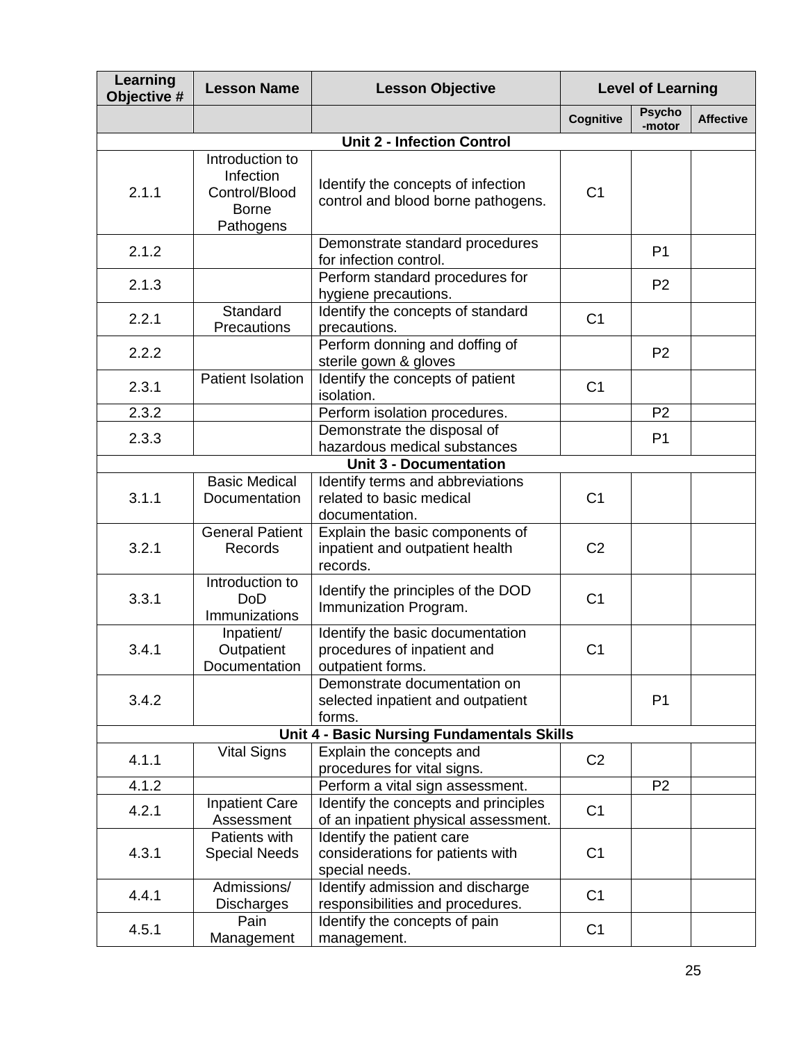| Learning Objective # | Lesson Name | Lesson Objective | Level of Learning | | |
|---|---|---|---|---|---|
| | | | Cognitive | Psycho-motor | Affective |
| **Unit 2 - Infection Control** | | | | | |
| 2.1.1 | Introduction to Infection Control/Blood Borne Pathogens | Identify the concepts of infection control and blood borne pathogens. | C1 | | |
| 2.1.2 | | Demonstrate standard procedures for infection control. | | P1 | |
| 2.1.3 | | Perform standard procedures for hygiene precautions. | | P2 | |
| 2.2.1 | Standard Precautions | Identify the concepts of standard precautions. | C1 | | |
| 2.2.2 | | Perform donning and doffing of sterile gown & gloves | | P2 | |
| 2.3.1 | Patient Isolation | Identify the concepts of patient isolation. | C1 | | |
| 2.3.2 | | Perform isolation procedures. | | P2 | |
| 2.3.3 | | Demonstrate the disposal of hazardous medical substances | | P1 | |
| **Unit 3 - Documentation** | | | | | |
| 3.1.1 | Basic Medical Documentation | Identify terms and abbreviations related to basic medical documentation. | C1 | | |
| 3.2.1 | General Patient Records | Explain the basic components of inpatient and outpatient health records. | C2 | | |
| 3.3.1 | Introduction to DoD Immunizations | Identify the principles of the DOD Immunization Program. | C1 | | |
| 3.4.1 | Inpatient/ Outpatient Documentation | Identify the basic documentation procedures of inpatient and outpatient forms. | C1 | | |
| 3.4.2 | | Demonstrate documentation on selected inpatient and outpatient forms. | | P1 | |
| **Unit 4 - Basic Nursing Fundamentals Skills** | | | | | |
| 4.1.1 | Vital Signs | Explain the concepts and procedures for vital signs. | C2 | | |
| 4.1.2 | | Perform a vital sign assessment. | | P2 | |
| 4.2.1 | Inpatient Care Assessment | Identify the concepts and principles of an inpatient physical assessment. | C1 | | |
| 4.3.1 | Patients with Special Needs | Identify the patient care considerations for patients with special needs. | C1 | | |
| 4.4.1 | Admissions/ Discharges | Identify admission and discharge responsibilities and procedures. | C1 | | |
| 4.5.1 | Pain Management | Identify the concepts of pain management. | C1 | | |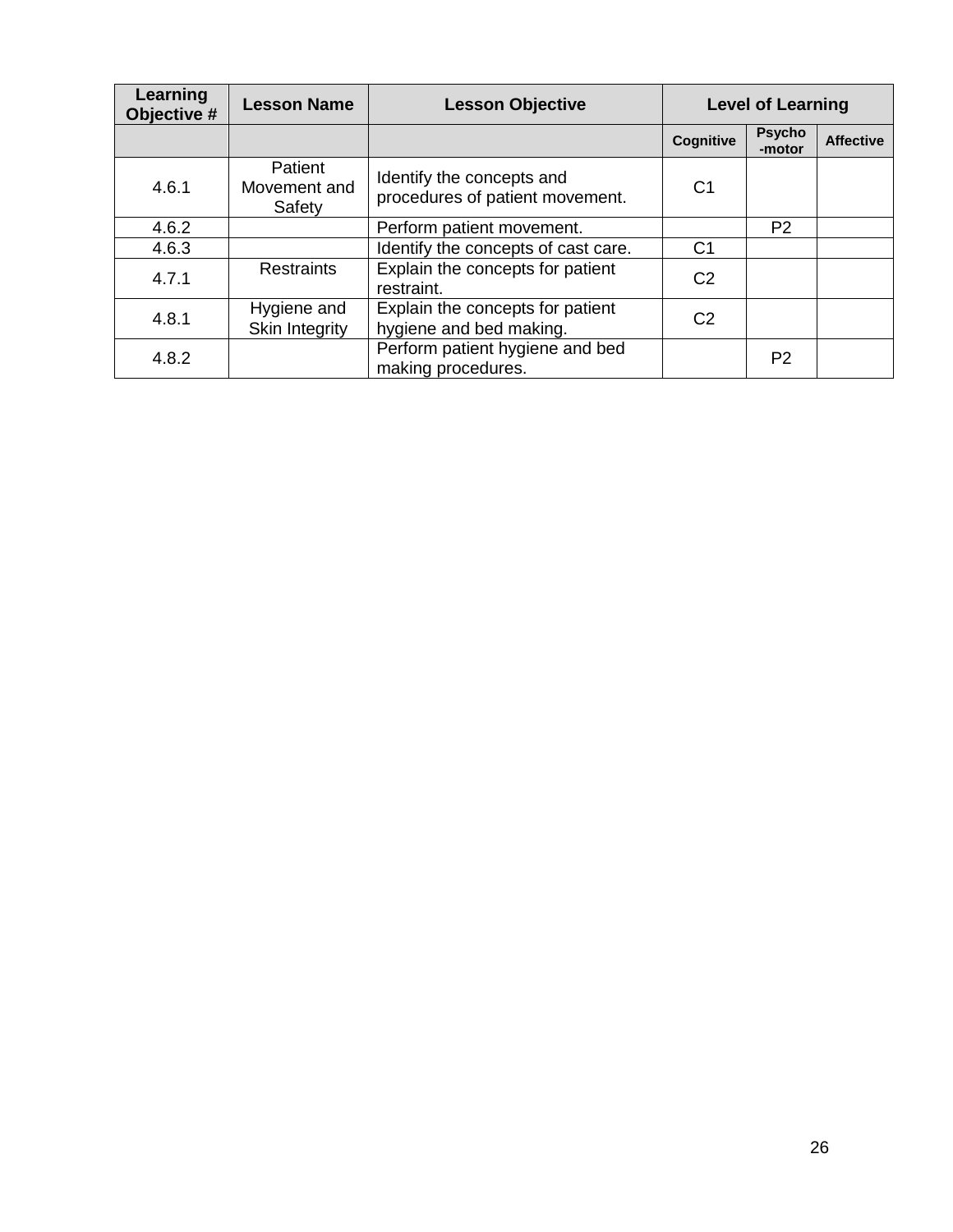| Learning Objective # | Lesson Name | Lesson Objective | Level of Learning | | |
|---|---|---|---|---|---|
| | | | Cognitive | Psycho-motor | Affective |
| 4.6.1 | Patient Movement and Safety | Identify the concepts and procedures of patient movement. | C1 | | |
| 4.6.2 | | Perform patient movement. | | P2 | |
| 4.6.3 | | Identify the concepts of cast care. | C1 | | |
| 4.7.1 | Restraints | Explain the concepts for patient restraint. | C2 | | |
| 4.8.1 | Hygiene and Skin Integrity | Explain the concepts for patient hygiene and bed making. | C2 | | |
| 4.8.2 | | Perform patient hygiene and bed making procedures. | | P2 | |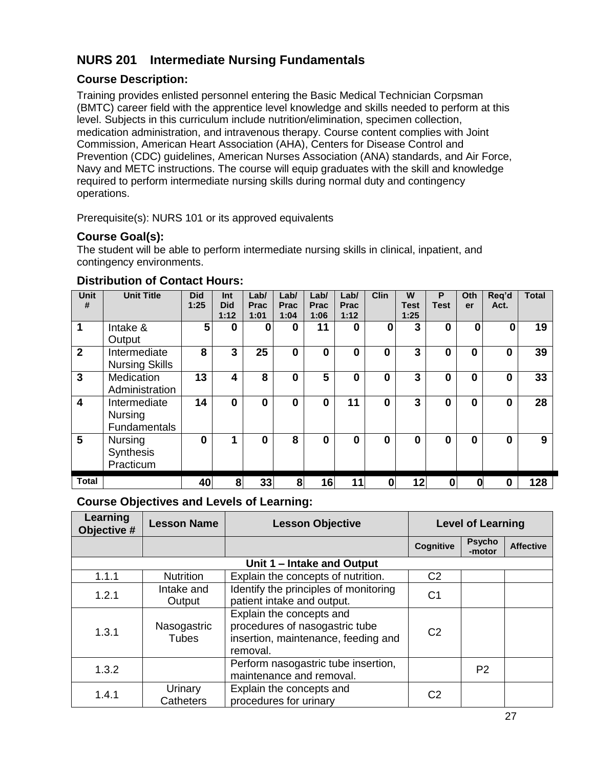## NURS 201 Intermediate Nursing Fundamentals

### Course Description:

Training provides enlisted personnel entering the Basic Medical Technician Corpsman (BMTC) career field with the apprentice level knowledge and skills needed to perform at this level. Subjects in this curriculum include nutrition/elimination, specimen collection, medication administration, and intravenous therapy. Course content complies with Joint Commission, American Heart Association (AHA), Centers for Disease Control and Prevention (CDC) guidelines, American Nurses Association (ANA) standards, and Air Force, Navy and METC instructions. The course will equip graduates with the skill and knowledge required to perform intermediate nursing skills during normal duty and contingency operations.

Prerequisite(s): NURS 101 or its approved equivalents

### Course Goal(s):

The student will be able to perform intermediate nursing skills in clinical, inpatient, and contingency environments.

### Distribution of Contact Hours:

| Unit # | Unit Title | Did 1:25 | Int Did 1:12 | Lab/ Prac 1:01 | Lab/ Prac 1:04 | Lab/ Prac 1:06 | Lab/ Prac 1:12 | Clin | W Test 1:25 | P Test | Other | Req'd Act. | Total |
|---|---|---|---|---|---|---|---|---|---|---|---|---|---|
| 1 | Intake & Output | 5 | 0 | 0 | 0 | 11 | 0 | 0 | 3 | 0 | 0 | 0 | 19 |
| 2 | Intermediate Nursing Skills | 8 | 3 | 25 | 0 | 0 | 0 | 0 | 3 | 0 | 0 | 0 | 39 |
| 3 | Medication Administration | 13 | 4 | 8 | 0 | 5 | 0 | 0 | 3 | 0 | 0 | 0 | 33 |
| 4 | Intermediate Nursing Fundamentals | 14 | 0 | 0 | 0 | 0 | 11 | 0 | 3 | 0 | 0 | 0 | 28 |
| 5 | Nursing Synthesis Practicum | 0 | 1 | 0 | 8 | 0 | 0 | 0 | 0 | 0 | 0 | 0 | 9 |
| Total | | 40 | 8 | 33 | 8 | 16 | 11 | 0 | 12 | 0 | 0 | 0 | 128 |

### Course Objectives and Levels of Learning:

| Learning Objective # | Lesson Name | Lesson Objective | Level of Learning | | |
|---|---|---|---|---|---|
| | | | Cognitive | Psycho-motor | Affective |
| **Unit 1 – Intake and Output** | | | | | |
| 1.1.1 | Nutrition | Explain the concepts of nutrition. | C2 | | |
| 1.2.1 | Intake and Output | Identify the principles of monitoring patient intake and output. | C1 | | |
| 1.3.1 | Nasogastric Tubes | Explain the concepts and procedures of nasogastric tube insertion, maintenance, feeding and removal. | C2 | | |
| 1.3.2 | | Perform nasogastric tube insertion, maintenance and removal. | | P2 | |
| 1.4.1 | Urinary Catheters | Explain the concepts and procedures for urinary | C2 | | |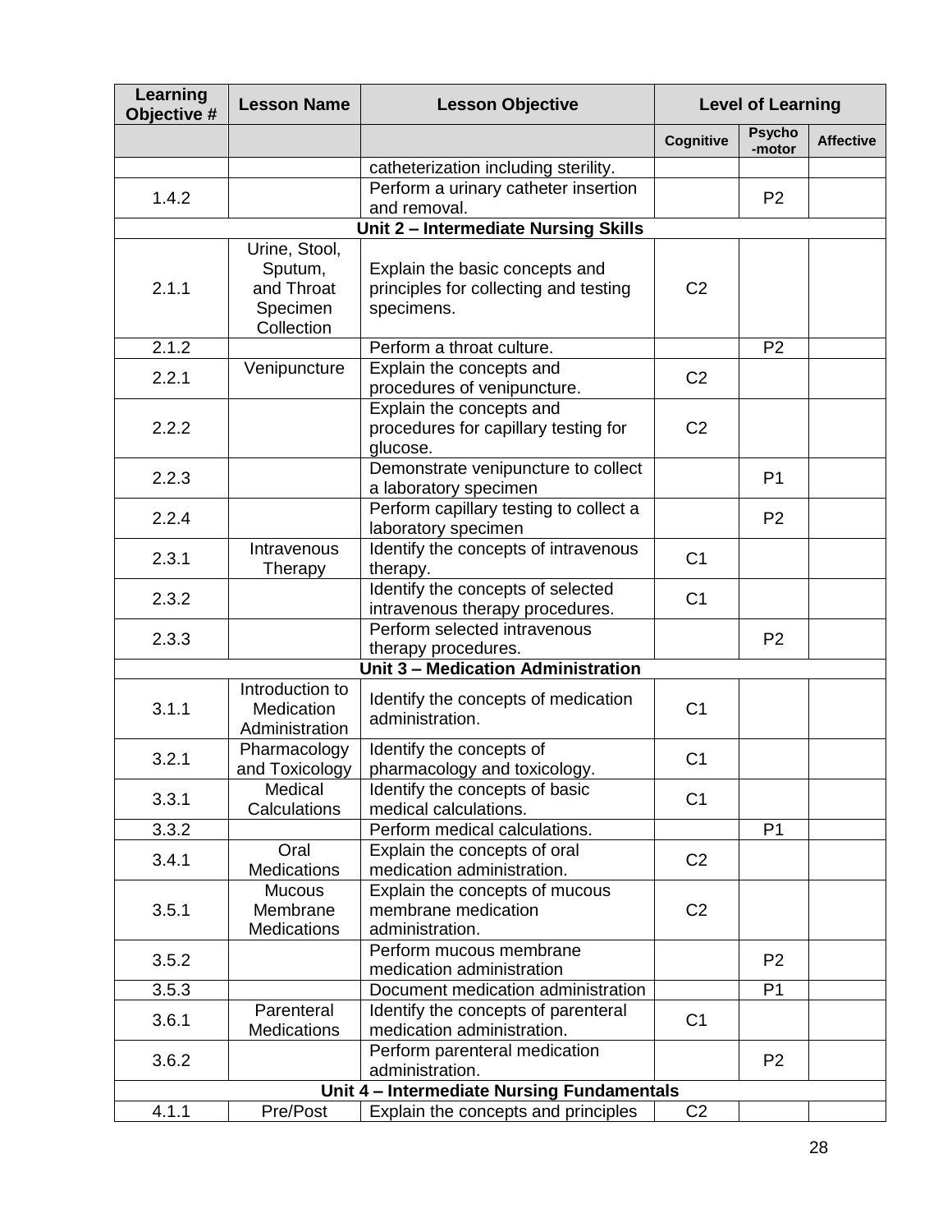| Learning Objective # | Lesson Name | Lesson Objective | Level of Learning | | |
|---|---|---|---|---|---|
| | | | Cognitive | Psycho-motor | Affective |
| | | catheterization including sterility. | | | |
| 1.4.2 | | Perform a urinary catheter insertion and removal. | | P2 | |
| **Unit 2 – Intermediate Nursing Skills** | | | | | |
| 2.1.1 | Urine, Stool, Sputum, and Throat Specimen Collection | Explain the basic concepts and principles for collecting and testing specimens. | C2 | | |
| 2.1.2 | | Perform a throat culture. | | P2 | |
| 2.2.1 | Venipuncture | Explain the concepts and procedures of venipuncture. | C2 | | |
| 2.2.2 | | Explain the concepts and procedures for capillary testing for glucose. | C2 | | |
| 2.2.3 | | Demonstrate venipuncture to collect a laboratory specimen | | P1 | |
| 2.2.4 | | Perform capillary testing to collect a laboratory specimen | | P2 | |
| 2.3.1 | Intravenous Therapy | Identify the concepts of intravenous therapy. | C1 | | |
| 2.3.2 | | Identify the concepts of selected intravenous therapy procedures. | C1 | | |
| 2.3.3 | | Perform selected intravenous therapy procedures. | | P2 | |
| **Unit 3 – Medication Administration** | | | | | |
| 3.1.1 | Introduction to Medication Administration | Identify the concepts of medication administration. | C1 | | |
| 3.2.1 | Pharmacology and Toxicology | Identify the concepts of pharmacology and toxicology. | C1 | | |
| 3.3.1 | Medical Calculations | Identify the concepts of basic medical calculations. | C1 | | |
| 3.3.2 | | Perform medical calculations. | | P1 | |
| 3.4.1 | Oral Medications | Explain the concepts of oral medication administration. | C2 | | |
| 3.5.1 | Mucous Membrane Medications | Explain the concepts of mucous membrane medication administration. | C2 | | |
| 3.5.2 | | Perform mucous membrane medication administration | | P2 | |
| 3.5.3 | | Document medication administration | | P1 | |
| 3.6.1 | Parenteral Medications | Identify the concepts of parenteral medication administration. | C1 | | |
| 3.6.2 | | Perform parenteral medication administration. | | P2 | |
| **Unit 4 – Intermediate Nursing Fundamentals** | | | | | |
| 4.1.1 | Pre/Post | Explain the concepts and principles | C2 | | |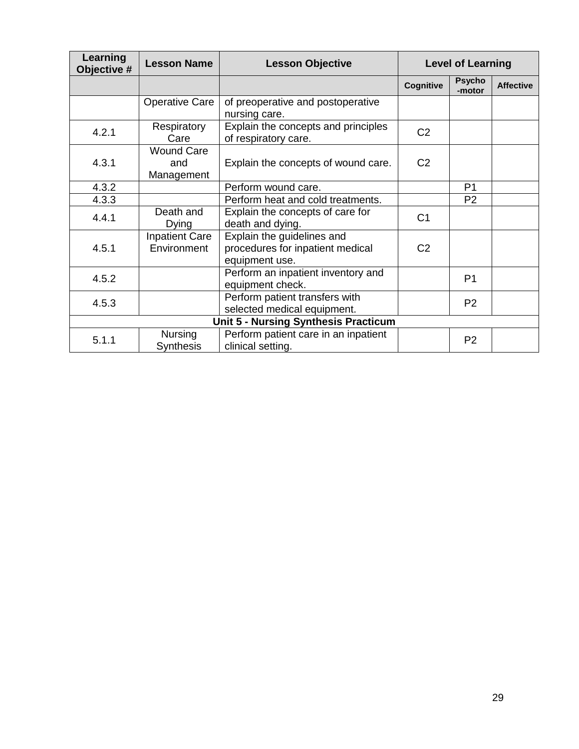| Learning Objective # | Lesson Name | Lesson Objective | Level of Learning | | |
|---|---|---|---|---|---|
| | | | Cognitive | Psycho-motor | Affective |
| | Operative Care | of preoperative and postoperative nursing care. | | | |
| 4.2.1 | Respiratory Care | Explain the concepts and principles of respiratory care. | C2 | | |
| 4.3.1 | Wound Care and Management | Explain the concepts of wound care. | C2 | | |
| 4.3.2 | | Perform wound care. | | P1 | |
| 4.3.3 | | Perform heat and cold treatments. | | P2 | |
| 4.4.1 | Death and Dying | Explain the concepts of care for death and dying. | C1 | | |
| 4.5.1 | Inpatient Care Environment | Explain the guidelines and procedures for inpatient medical equipment use. | C2 | | |
| 4.5.2 | | Perform an inpatient inventory and equipment check. | | P1 | |
| 4.5.3 | | Perform patient transfers with selected medical equipment. | | P2 | |
| **Unit 5 - Nursing Synthesis Practicum** | | | | | |
| 5.1.1 | Nursing Synthesis | Perform patient care in an inpatient clinical setting. | | P2 | |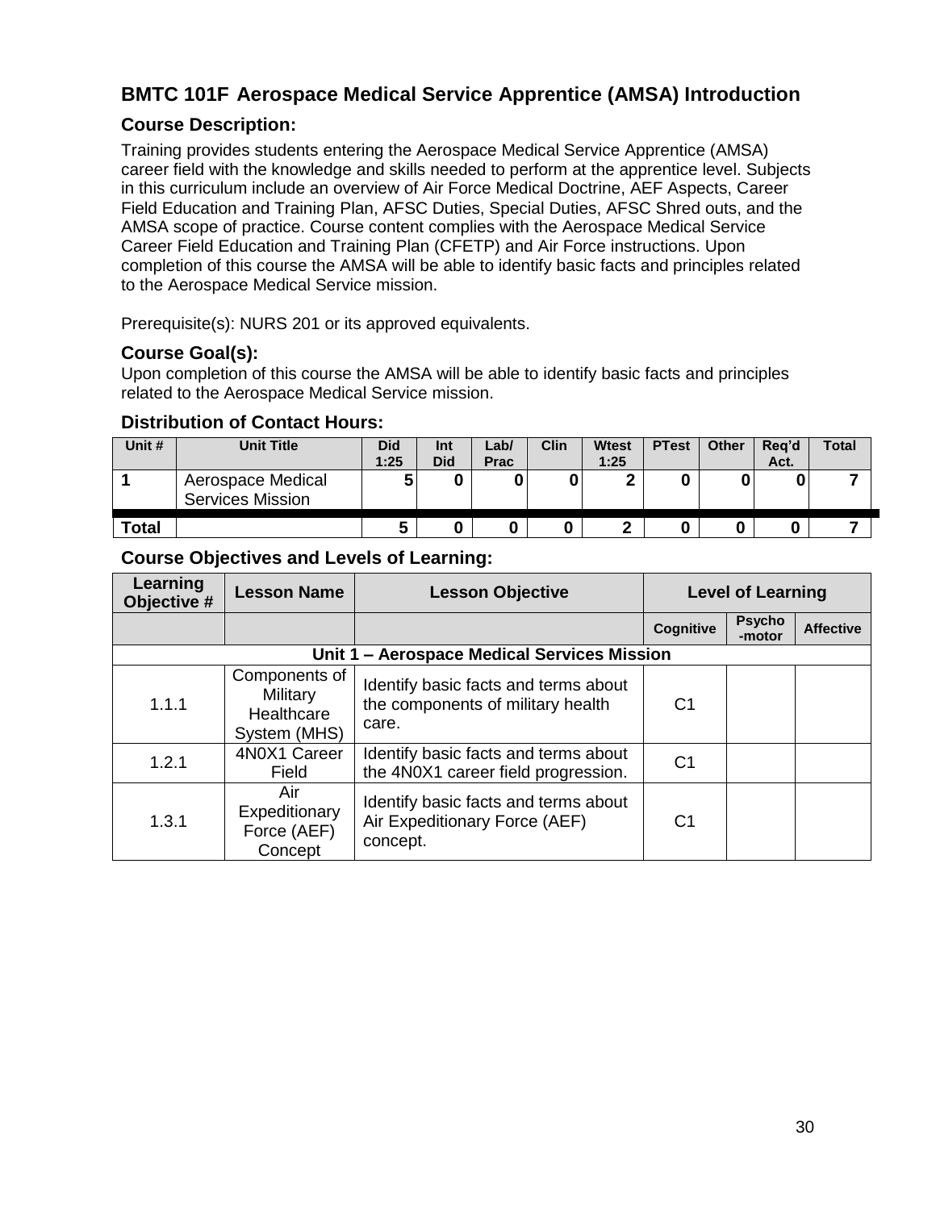## BMTC 101F Aerospace Medical Service Apprentice (AMSA) Introduction

### Course Description:

Training provides students entering the Aerospace Medical Service Apprentice (AMSA) career field with the knowledge and skills needed to perform at the apprentice level. Subjects in this curriculum include an overview of Air Force Medical Doctrine, AEF Aspects, Career Field Education and Training Plan, AFSC Duties, Special Duties, AFSC Shred outs, and the AMSA scope of practice. Course content complies with the Aerospace Medical Service Career Field Education and Training Plan (CFETP) and Air Force instructions. Upon completion of this course the AMSA will be able to identify basic facts and principles related to the Aerospace Medical Service mission.

Prerequisite(s): NURS 201 or its approved equivalents.

### Course Goal(s):

Upon completion of this course the AMSA will be able to identify basic facts and principles related to the Aerospace Medical Service mission.

### Distribution of Contact Hours:

| Unit # | Unit Title | Did 1:25 | Int Did | Lab/ Prac | Clin | Wtest 1:25 | PTest | Other | Req'd Act. | Total |
|---|---|---|---|---|---|---|---|---|---|---|
| 1 | Aerospace Medical Services Mission | 5 | 0 | 0 | 0 | 2 | 0 | 0 | 0 | 7 |
| Total | | 5 | 0 | 0 | 0 | 2 | 0 | 0 | 0 | 7 |

### Course Objectives and Levels of Learning:

| Learning Objective # | Lesson Name | Lesson Objective | Level of Learning | | |
|---|---|---|---|---|---|
| | | | Cognitive | Psycho-motor | Affective |
| **Unit 1 – Aerospace Medical Services Mission** | | | | | |
| 1.1.1 | Components of Military Healthcare System (MHS) | Identify basic facts and terms about the components of military health care. | C1 | | |
| 1.2.1 | 4N0X1 Career Field | Identify basic facts and terms about the 4N0X1 career field progression. | C1 | | |
| 1.3.1 | Air Expeditionary Force (AEF) Concept | Identify basic facts and terms about Air Expeditionary Force (AEF) concept. | C1 | | |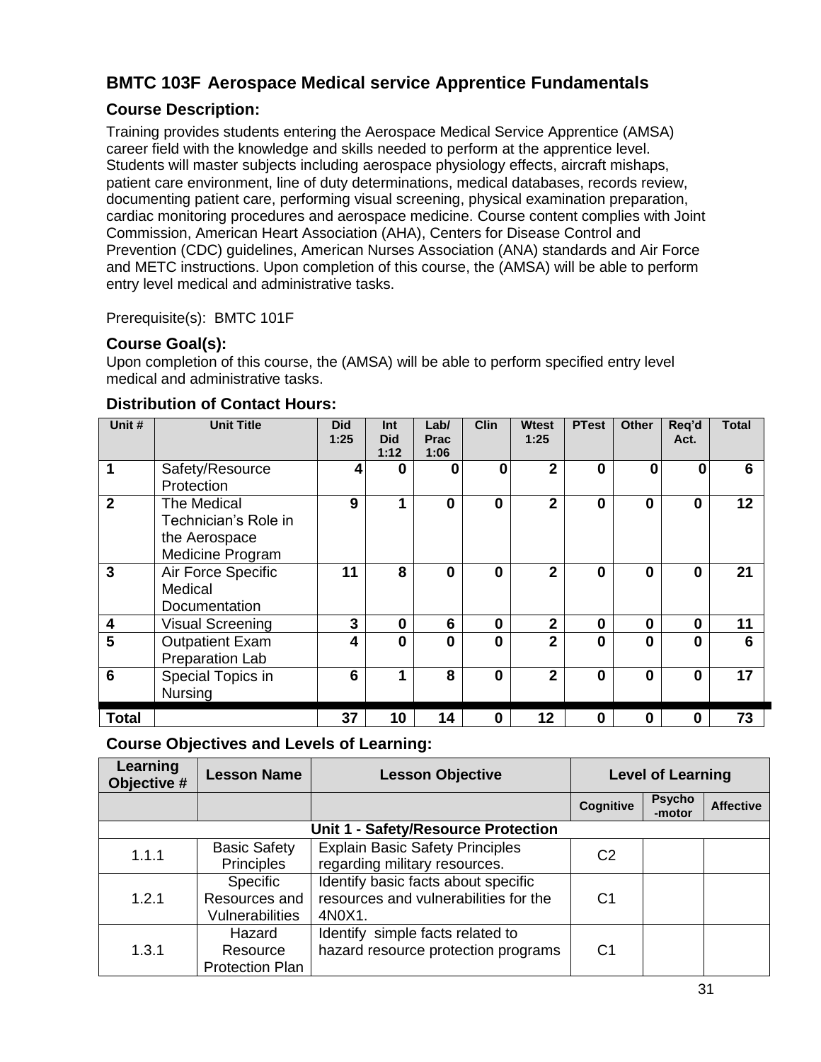## BMTC 103F Aerospace Medical service Apprentice Fundamentals

### Course Description:

Training provides students entering the Aerospace Medical Service Apprentice (AMSA) career field with the knowledge and skills needed to perform at the apprentice level. Students will master subjects including aerospace physiology effects, aircraft mishaps, patient care environment, line of duty determinations, medical databases, records review, documenting patient care, performing visual screening, physical examination preparation, cardiac monitoring procedures and aerospace medicine. Course content complies with Joint Commission, American Heart Association (AHA), Centers for Disease Control and Prevention (CDC) guidelines, American Nurses Association (ANA) standards and Air Force and METC instructions. Upon completion of this course, the (AMSA) will be able to perform entry level medical and administrative tasks.

Prerequisite(s): BMTC 101F

### Course Goal(s):

Upon completion of this course, the (AMSA) will be able to perform specified entry level medical and administrative tasks.

### Distribution of Contact Hours:

| Unit # | Unit Title | Did 1:25 | Int Did 1:12 | Lab/ Prac 1:06 | Clin | Wtest 1:25 | PTest | Other | Req'd Act. | Total |
|---|---|---|---|---|---|---|---|---|---|---|
| 1 | Safety/Resource Protection | 4 | 0 | 0 | 0 | 2 | 0 | 0 | 0 | 6 |
| 2 | The Medical Technician's Role in the Aerospace Medicine Program | 9 | 1 | 0 | 0 | 2 | 0 | 0 | 0 | 12 |
| 3 | Air Force Specific Medical Documentation | 11 | 8 | 0 | 0 | 2 | 0 | 0 | 0 | 21 |
| 4 | Visual Screening | 3 | 0 | 6 | 0 | 2 | 0 | 0 | 0 | 11 |
| 5 | Outpatient Exam Preparation Lab | 4 | 0 | 0 | 0 | 2 | 0 | 0 | 0 | 6 |
| 6 | Special Topics in Nursing | 6 | 1 | 8 | 0 | 2 | 0 | 0 | 0 | 17 |
| **Total** | | 37 | 10 | 14 | 0 | 12 | 0 | 0 | 0 | 73 |

### Course Objectives and Levels of Learning:

| Learning Objective # | Lesson Name | Lesson Objective | Level of Learning | | |
|---|---|---|---|---|---|
| | | | Cognitive | Psycho-motor | Affective |
| **Unit 1 - Safety/Resource Protection** | | | | | |
| 1.1.1 | Basic Safety Principles | Explain Basic Safety Principles regarding military resources. | C2 | | |
| 1.2.1 | Specific Resources and Vulnerabilities | Identify basic facts about specific resources and vulnerabilities for the 4N0X1. | C1 | | |
| 1.3.1 | Hazard Resource Protection Plan | Identify simple facts related to hazard resource protection programs | C1 | | |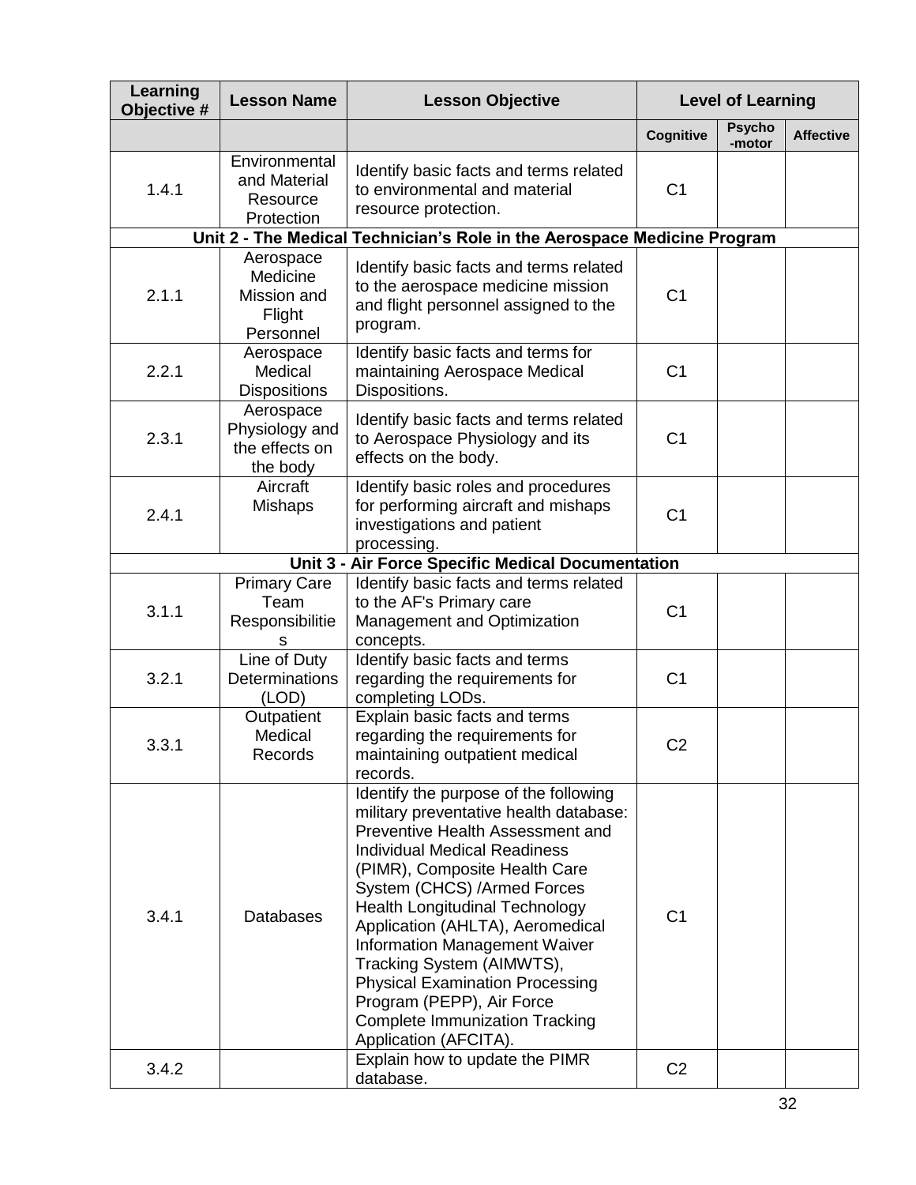| Learning Objective # | Lesson Name | Lesson Objective | Level of Learning | | |
|---|---|---|---|---|---|
| | | | Cognitive | Psycho-motor | Affective |
| 1.4.1 | Environmental and Material Resource Protection | Identify basic facts and terms related to environmental and material resource protection. | C1 | | |
| **Unit 2 - The Medical Technician's Role in the Aerospace Medicine Program** | | | | | |
| 2.1.1 | Aerospace Medicine Mission and Flight Personnel | Identify basic facts and terms related to the aerospace medicine mission and flight personnel assigned to the program. | C1 | | |
| 2.2.1 | Aerospace Medical Dispositions | Identify basic facts and terms for maintaining Aerospace Medical Dispositions. | C1 | | |
| 2.3.1 | Aerospace Physiology and the effects on the body | Identify basic facts and terms related to Aerospace Physiology and its effects on the body. | C1 | | |
| 2.4.1 | Aircraft Mishaps | Identify basic roles and procedures for performing aircraft and mishaps investigations and patient processing. | C1 | | |
| **Unit 3 - Air Force Specific Medical Documentation** | | | | | |
| 3.1.1 | Primary Care Team Responsibilities | Identify basic facts and terms related to the AF's Primary care Management and Optimization concepts. | C1 | | |
| 3.2.1 | Line of Duty Determinations (LOD) | Identify basic facts and terms regarding the requirements for completing LODs. | C1 | | |
| 3.3.1 | Outpatient Medical Records | Explain basic facts and terms regarding the requirements for maintaining outpatient medical records. | C2 | | |
| 3.4.1 | Databases | Identify the purpose of the following military preventative health database: Preventive Health Assessment and Individual Medical Readiness (PIMR), Composite Health Care System (CHCS) /Armed Forces Health Longitudinal Technology Application (AHLTA), Aeromedical Information Management Waiver Tracking System (AIMWTS), Physical Examination Processing Program (PEPP), Air Force Complete Immunization Tracking Application (AFCITA). | C1 | | |
| 3.4.2 | | Explain how to update the PIMR database. | C2 | | |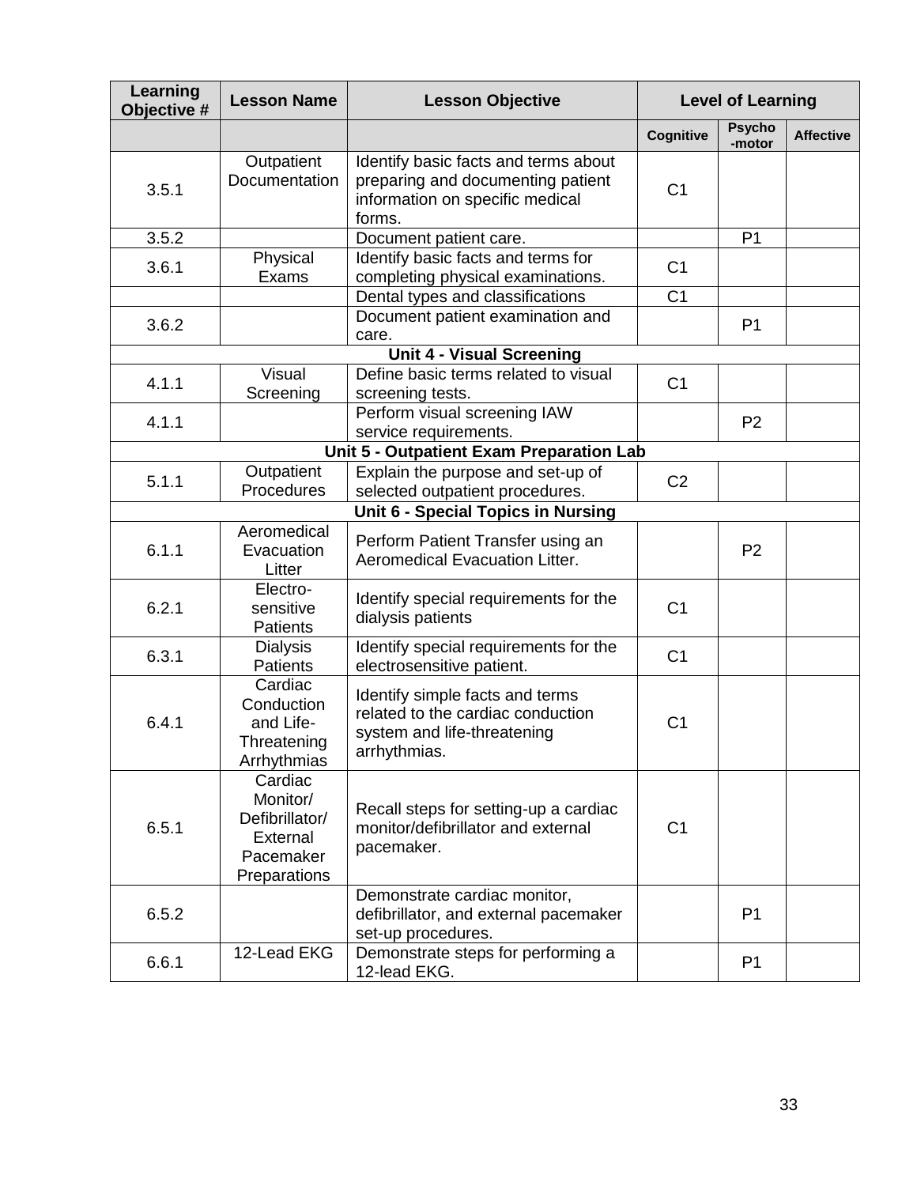| Learning Objective # | Lesson Name | Lesson Objective | Level of Learning | | |
|---|---|---|---|---|---|
| | | | Cognitive | Psycho-motor | Affective |
| 3.5.1 | Outpatient Documentation | Identify basic facts and terms about preparing and documenting patient information on specific medical forms. | C1 | | |
| 3.5.2 | | Document patient care. | | P1 | |
| 3.6.1 | Physical Exams | Identify basic facts and terms for completing physical examinations. | C1 | | |
| | | Dental types and classifications | C1 | | |
| 3.6.2 | | Document patient examination and care. | | P1 | |
| **Unit 4 - Visual Screening** | | | | | |
| 4.1.1 | Visual Screening | Define basic terms related to visual screening tests. | C1 | | |
| 4.1.1 | | Perform visual screening IAW service requirements. | | P2 | |
| **Unit 5 - Outpatient Exam Preparation Lab** | | | | | |
| 5.1.1 | Outpatient Procedures | Explain the purpose and set-up of selected outpatient procedures. | C2 | | |
| **Unit 6 - Special Topics in Nursing** | | | | | |
| 6.1.1 | Aeromedical Evacuation Litter | Perform Patient Transfer using an Aeromedical Evacuation Litter. | | P2 | |
| 6.2.1 | Electro-sensitive Patients | Identify special requirements for the dialysis patients | C1 | | |
| 6.3.1 | Dialysis Patients | Identify special requirements for the electrosensitive patient. | C1 | | |
| 6.4.1 | Cardiac Conduction and Life-Threatening Arrhythmias | Identify simple facts and terms related to the cardiac conduction system and life-threatening arrhythmias. | C1 | | |
| 6.5.1 | Cardiac Monitor/ Defibrillator/ External Pacemaker Preparations | Recall steps for setting-up a cardiac monitor/defibrillator and external pacemaker. | C1 | | |
| 6.5.2 | | Demonstrate cardiac monitor, defibrillator, and external pacemaker set-up procedures. | | P1 | |
| 6.6.1 | 12-Lead EKG | Demonstrate steps for performing a 12-lead EKG. | | P1 | |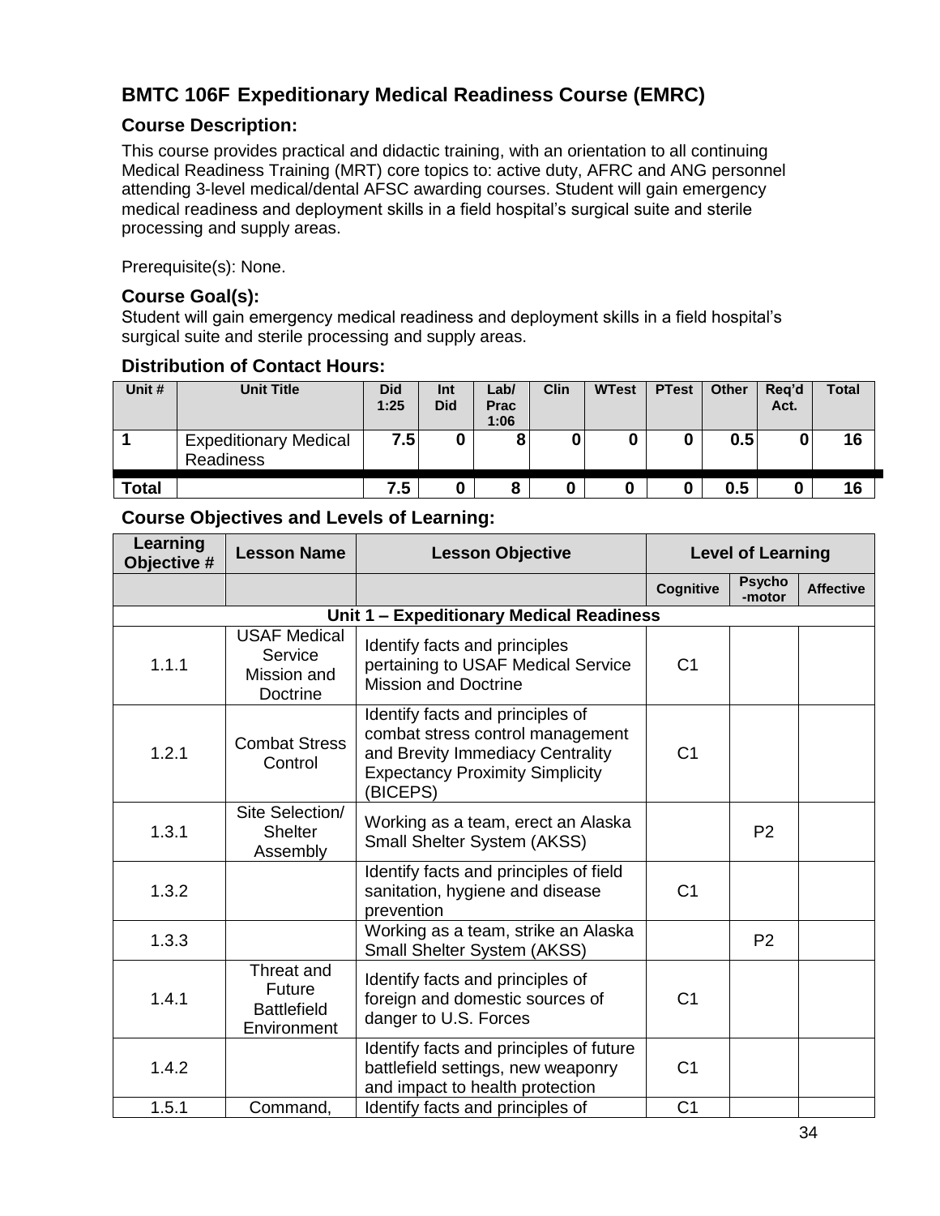## BMTC 106F Expeditionary Medical Readiness Course (EMRC)

### Course Description:

This course provides practical and didactic training, with an orientation to all continuing Medical Readiness Training (MRT) core topics to: active duty, AFRC and ANG personnel attending 3-level medical/dental AFSC awarding courses. Student will gain emergency medical readiness and deployment skills in a field hospital's surgical suite and sterile processing and supply areas.

Prerequisite(s): None.

### Course Goal(s):

Student will gain emergency medical readiness and deployment skills in a field hospital's surgical suite and sterile processing and supply areas.

### Distribution of Contact Hours:

| Unit # | Unit Title | Did 1:25 | Int Did | Lab/ Prac 1:06 | Clin | WTest | PTest | Other | Req'd Act. | Total |
|---|---|---|---|---|---|---|---|---|---|---|
| 1 | Expeditionary Medical Readiness | 7.5 | 0 | 8 | 0 | 0 | 0 | 0.5 | 0 | 16 |
| Total | | 7.5 | 0 | 8 | 0 | 0 | 0 | 0.5 | 0 | 16 |

### Course Objectives and Levels of Learning:

| Learning Objective # | Lesson Name | Lesson Objective | Level of Learning | | |
|---|---|---|---|---|---|
| | | | Cognitive | Psycho -motor | Affective |
| | | Unit 1 – Expeditionary Medical Readiness | | | |
| 1.1.1 | USAF Medical Service Mission and Doctrine | Identify facts and principles pertaining to USAF Medical Service Mission and Doctrine | C1 | | |
| 1.2.1 | Combat Stress Control | Identify facts and principles of combat stress control management and Brevity Immediacy Centrality Expectancy Proximity Simplicity (BICEPS) | C1 | | |
| 1.3.1 | Site Selection/ Shelter Assembly | Working as a team, erect an Alaska Small Shelter System (AKSS) | | P2 | |
| 1.3.2 | | Identify facts and principles of field sanitation, hygiene and disease prevention | C1 | | |
| 1.3.3 | | Working as a team, strike an Alaska Small Shelter System (AKSS) | | P2 | |
| 1.4.1 | Threat and Future Battlefield Environment | Identify facts and principles of foreign and domestic sources of danger to U.S. Forces | C1 | | |
| 1.4.2 | | Identify facts and principles of future battlefield settings, new weaponry and impact to health protection | C1 | | |
| 1.5.1 | Command, | Identify facts and principles of | C1 | | |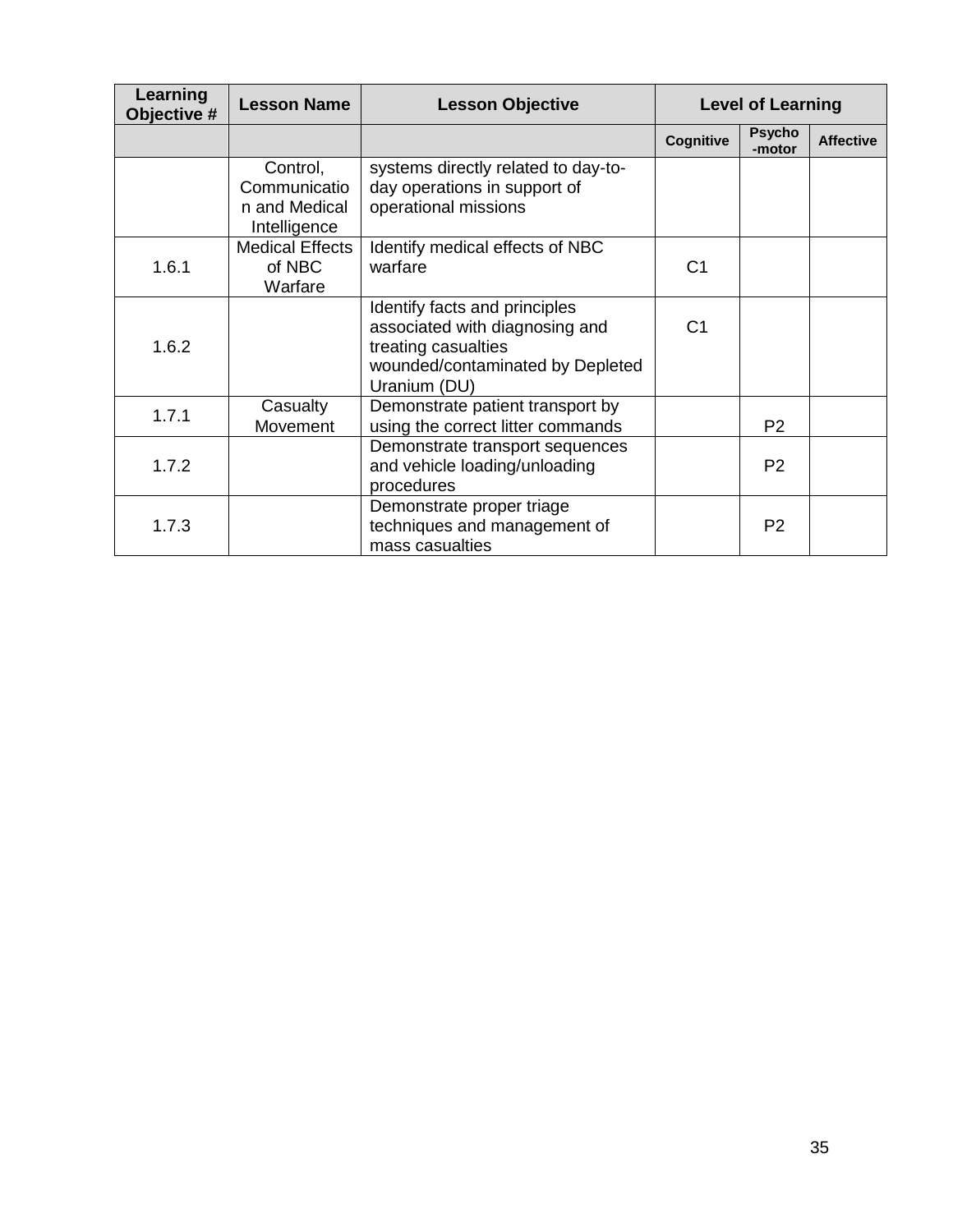| Learning Objective # | Lesson Name | Lesson Objective | Level of Learning | | |
|---|---|---|---|---|---|
| | | | Cognitive | Psycho-motor | Affective |
| | Control, Communication and Medical Intelligence | systems directly related to day-to-day operations in support of operational missions | | | |
| 1.6.1 | Medical Effects of NBC Warfare | Identify medical effects of NBC warfare | C1 | | |
| 1.6.2 | | Identify facts and principles associated with diagnosing and treating casualties wounded/contaminated by Depleted Uranium (DU) | C1 | | |
| 1.7.1 | Casualty Movement | Demonstrate patient transport by using the correct litter commands | | P2 | |
| 1.7.2 | | Demonstrate transport sequences and vehicle loading/unloading procedures | | P2 | |
| 1.7.3 | | Demonstrate proper triage techniques and management of mass casualties | | P2 | |